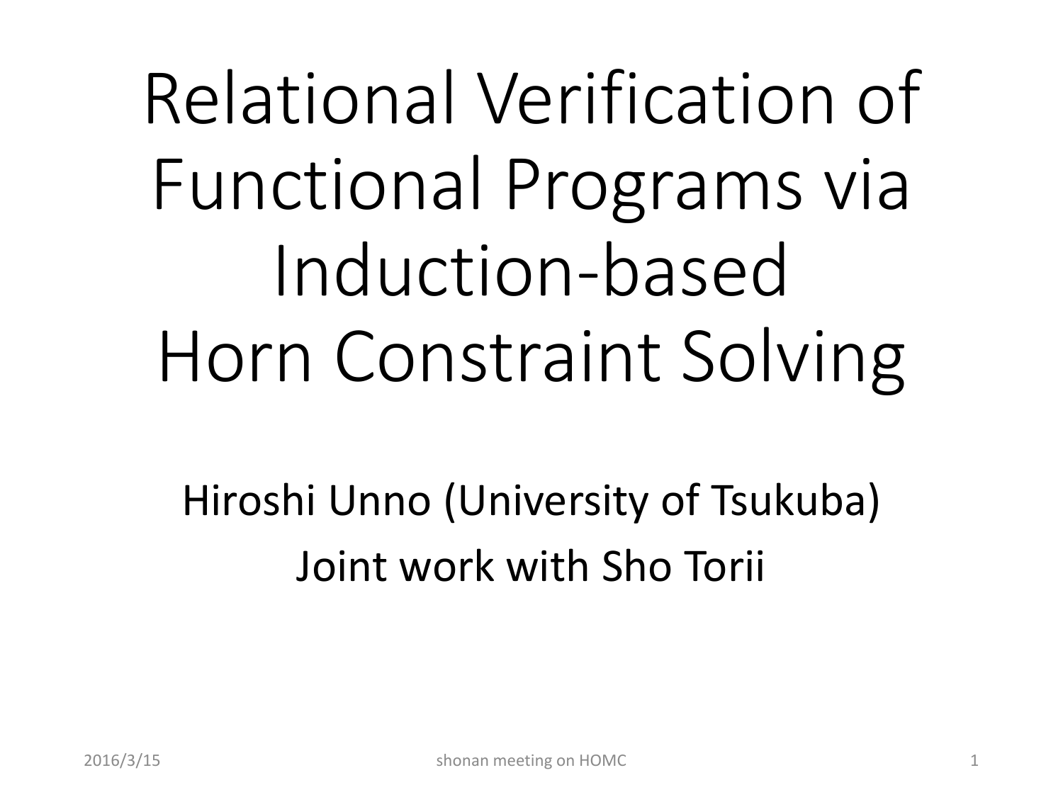# Relational Verification of Functional Programs via Induction-based Horn Constraint Solving

Hiroshi Unno (University of Tsukuba)

Joint work with Sho Torii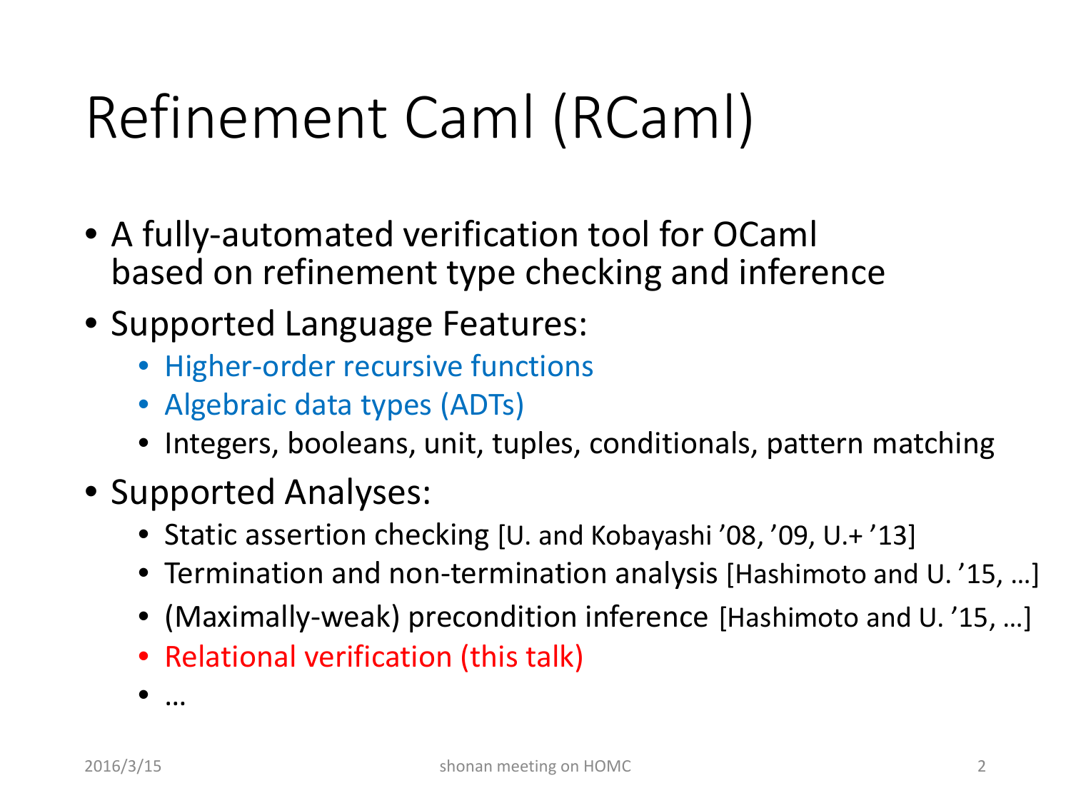# Refinement Caml (RCaml)

- A fully-automated verification tool for OCaml based on refinement type checking and inference
- Supported Language Features:
  - Higher-order recursive functions
  - Algebraic data types (ADTs)
  - Integers, booleans, unit, tuples, conditionals, pattern matching
- Supported Analyses:
  - Static assertion checking [U. and Kobayashi '08, '09, U.+ '13]
  - Termination and non-termination analysis [Hashimoto and U. '15, …]
  - (Maximally-weak) precondition inference [Hashimoto and U. '15, …]
  - Relational verification (this talk)
  - …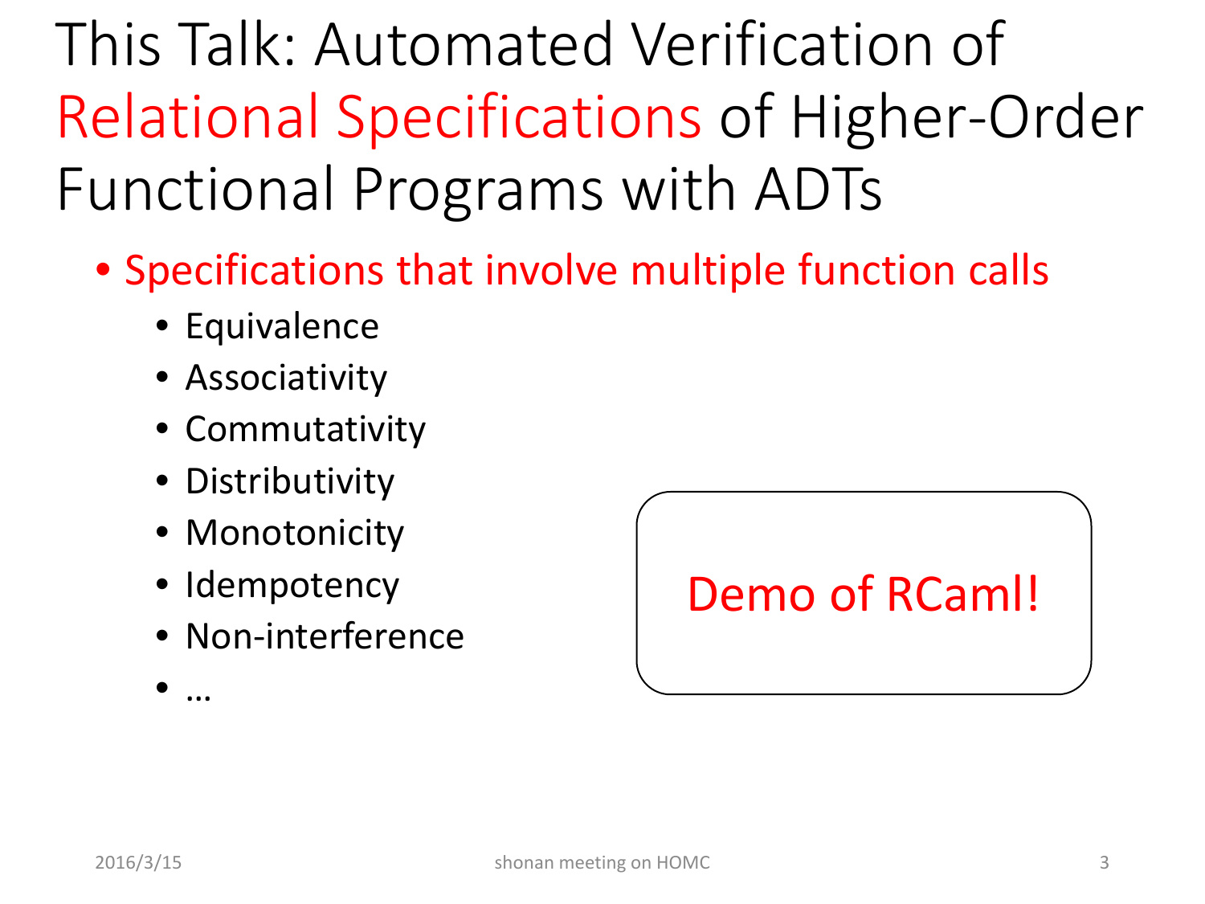# This Talk: Automated Verification of Relational Specifications of Higher-Order Functional Programs with ADTs

- Specifications that involve multiple function calls
  - Equivalence
  - Associativity
  - Commutativity
  - Distributivity
  - Monotonicity
  - Idempotency
  - Non-interference
  - …

Demo of RCaml!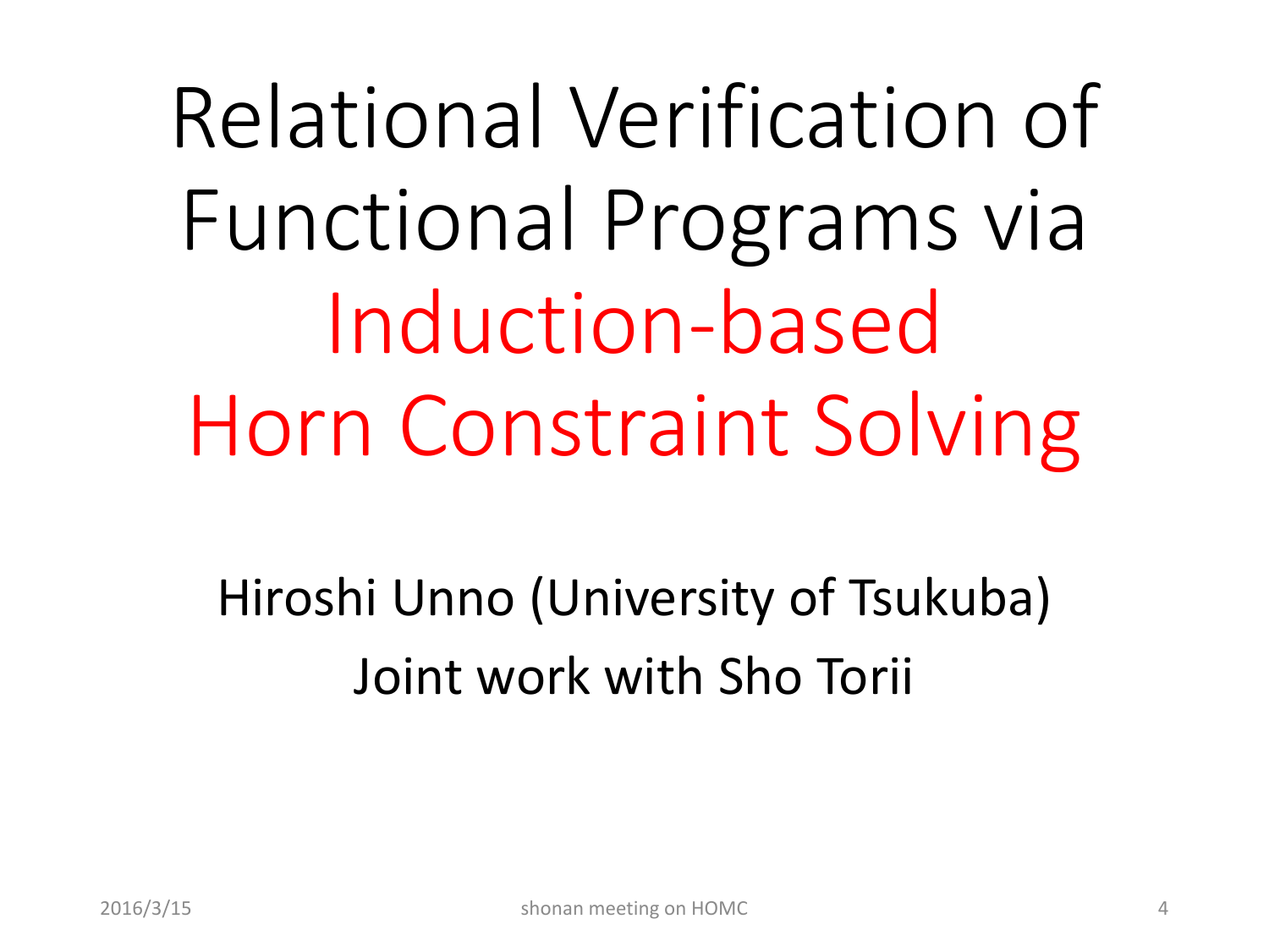# Relational Verification of Functional Programs via Induction-based Horn Constraint Solving

Hiroshi Unno (University of Tsukuba)

Joint work with Sho Torii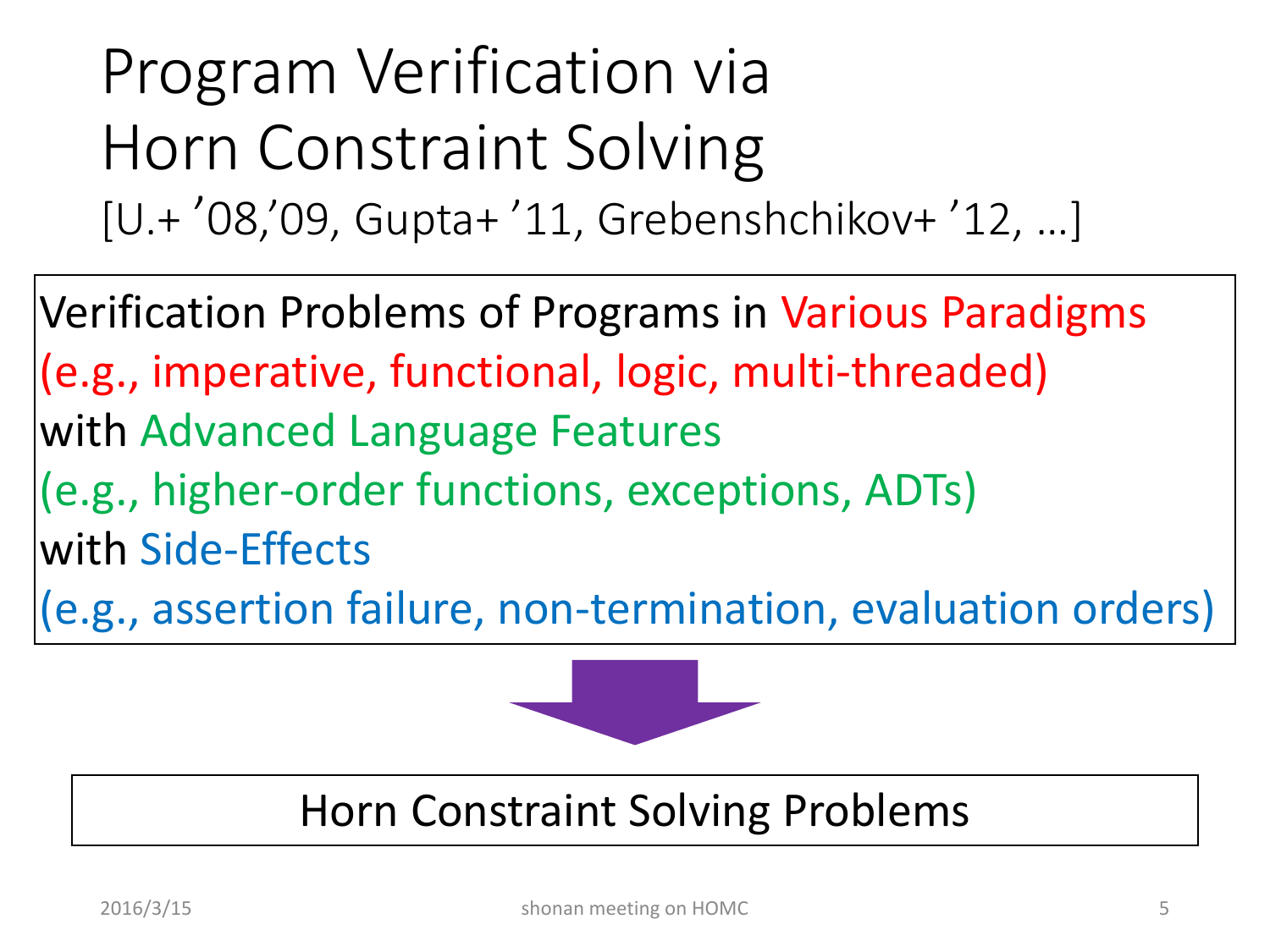# Program Verification via Horn Constraint Solving

[U.+ ’08,’09, Gupta+ ’11, Grebenshchikov+ ’12, …]

Verification Problems of Programs in Various Paradigms
(e.g., imperative, functional, logic, multi-threaded)
with Advanced Language Features
(e.g., higher-order functions, exceptions, ADTs)
with Side-Effects
(e.g., assertion failure, non-termination, evaluation orders)

⬇

Horn Constraint Solving Problems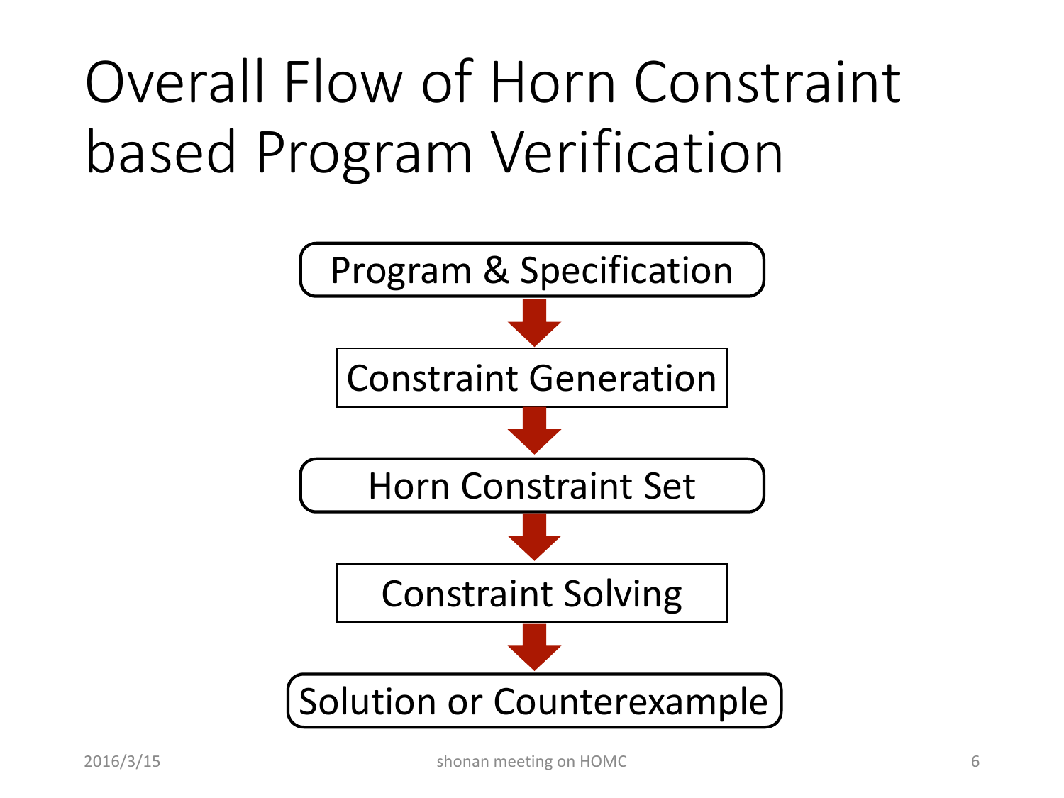# Overall Flow of Horn Constraint based Program Verification

Program & Specification

↓

Constraint Generation

↓

Horn Constraint Set

↓

Constraint Solving

↓

Solution or Counterexample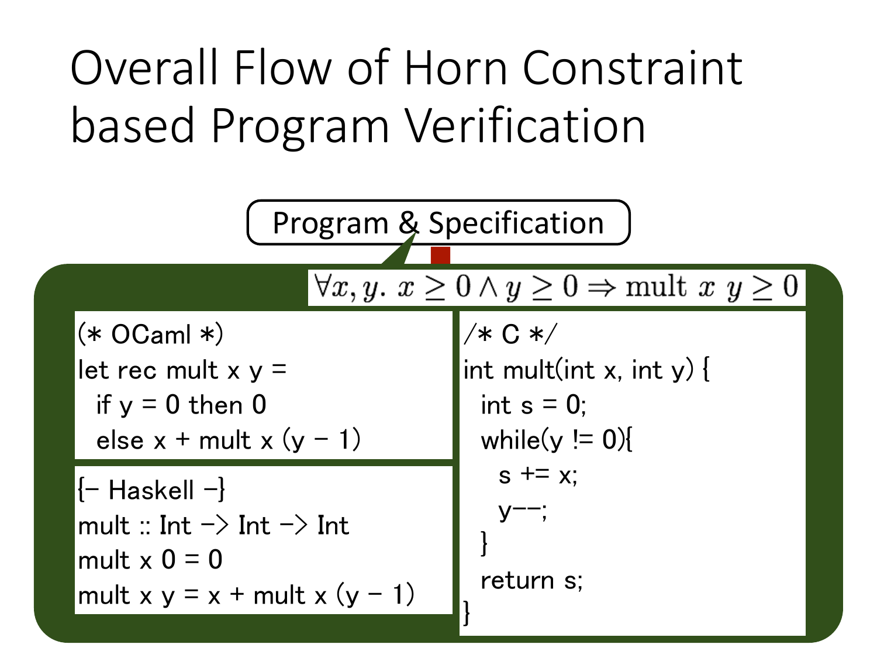# Overall Flow of Horn Constraint based Program Verification

Program & Specification

$$\forall x, y.\ x \geq 0 \land y \geq 0 \Rightarrow \text{mult}\ x\ y \geq 0$$

```
(* OCaml *)
let rec mult x y =
  if y = 0 then 0
  else x + mult x (y - 1)
```

```
{- Haskell -}
mult :: Int -> Int -> Int
mult x 0 = 0
mult x y = x + mult x (y - 1)
```

```
/* C */
int mult(int x, int y) {
  int s = 0;
  while(y != 0){
    s += x;
    y--;
  }
  return s;
}
```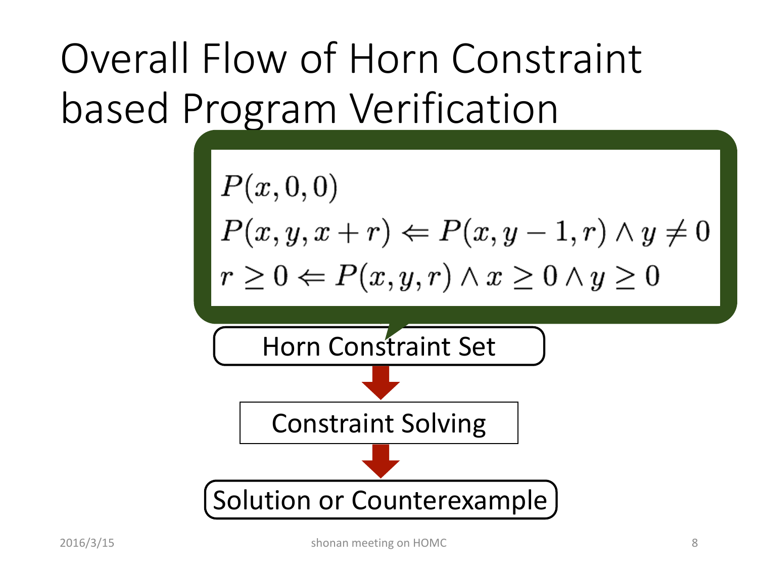# Overall Flow of Horn Constraint based Program Verification

$$
\begin{aligned}
&P(x, 0, 0) \\
&P(x, y, x + r) \Leftarrow P(x, y - 1, r) \land y \neq 0 \\
&r \geq 0 \Leftarrow P(x, y, r) \land x \geq 0 \land y \geq 0
\end{aligned}
$$

Horn Constraint Set

↓

Constraint Solving

↓

Solution or Counterexample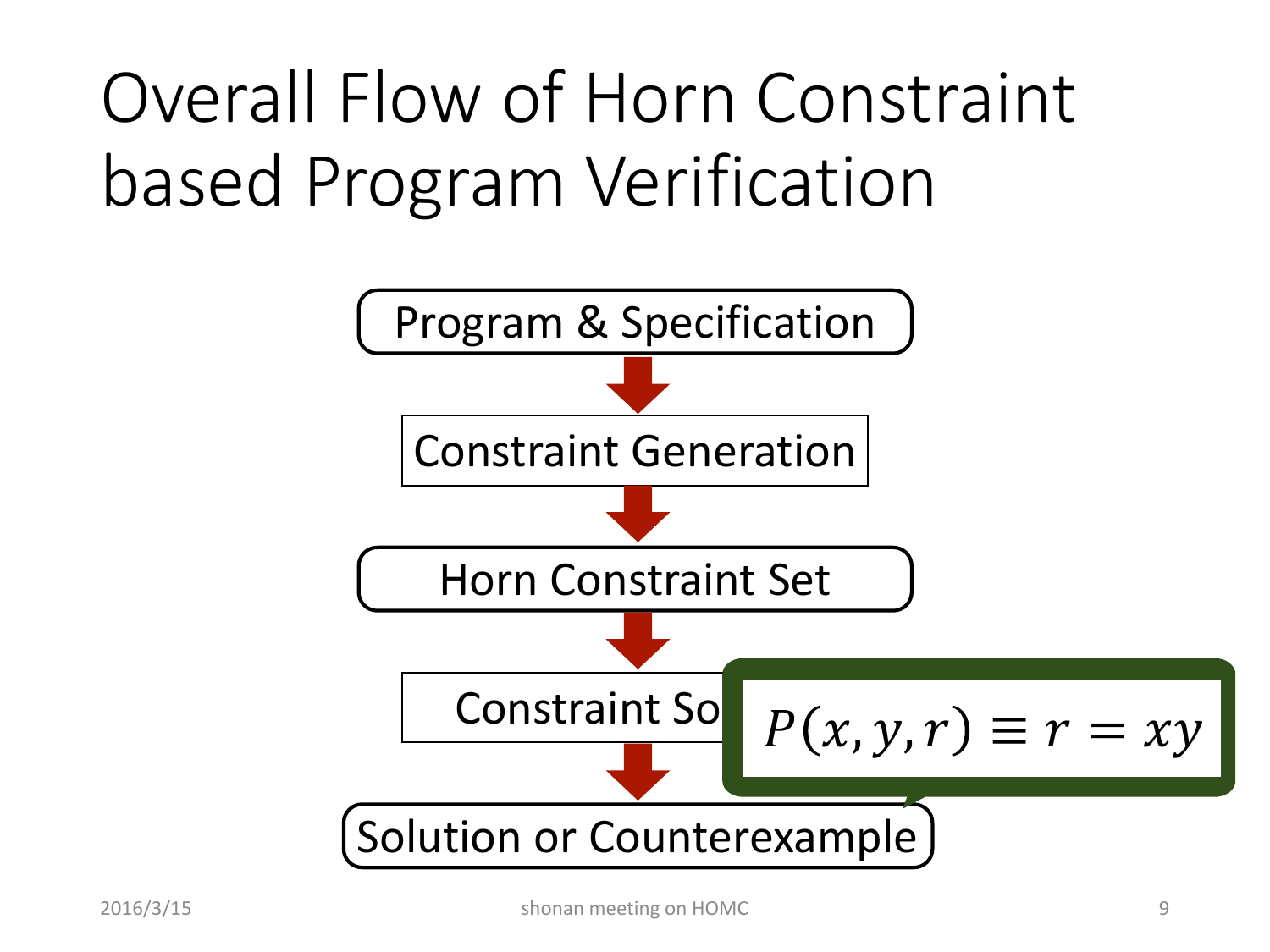# Overall Flow of Horn Constraint based Program Verification

Program & Specification

Constraint Generation

Horn Constraint Set

Constraint So

$P(x, y, r) \equiv r = xy$

Solution or Counterexample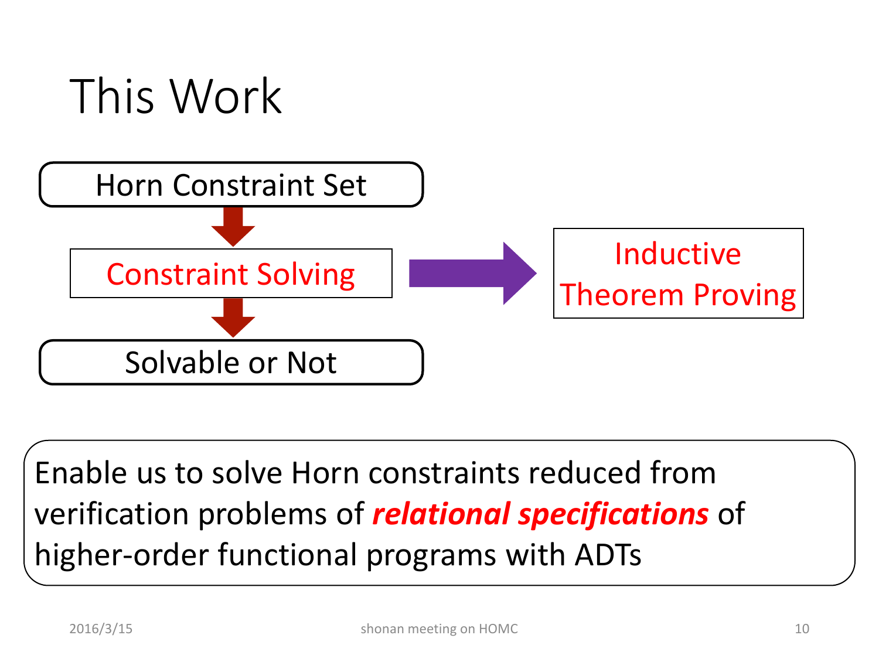# This Work

Horn Constraint Set

↓

Constraint Solving → Inductive Theorem Proving

↓

Solvable or Not

Enable us to solve Horn constraints reduced from verification problems of ***relational specifications*** of higher-order functional programs with ADTs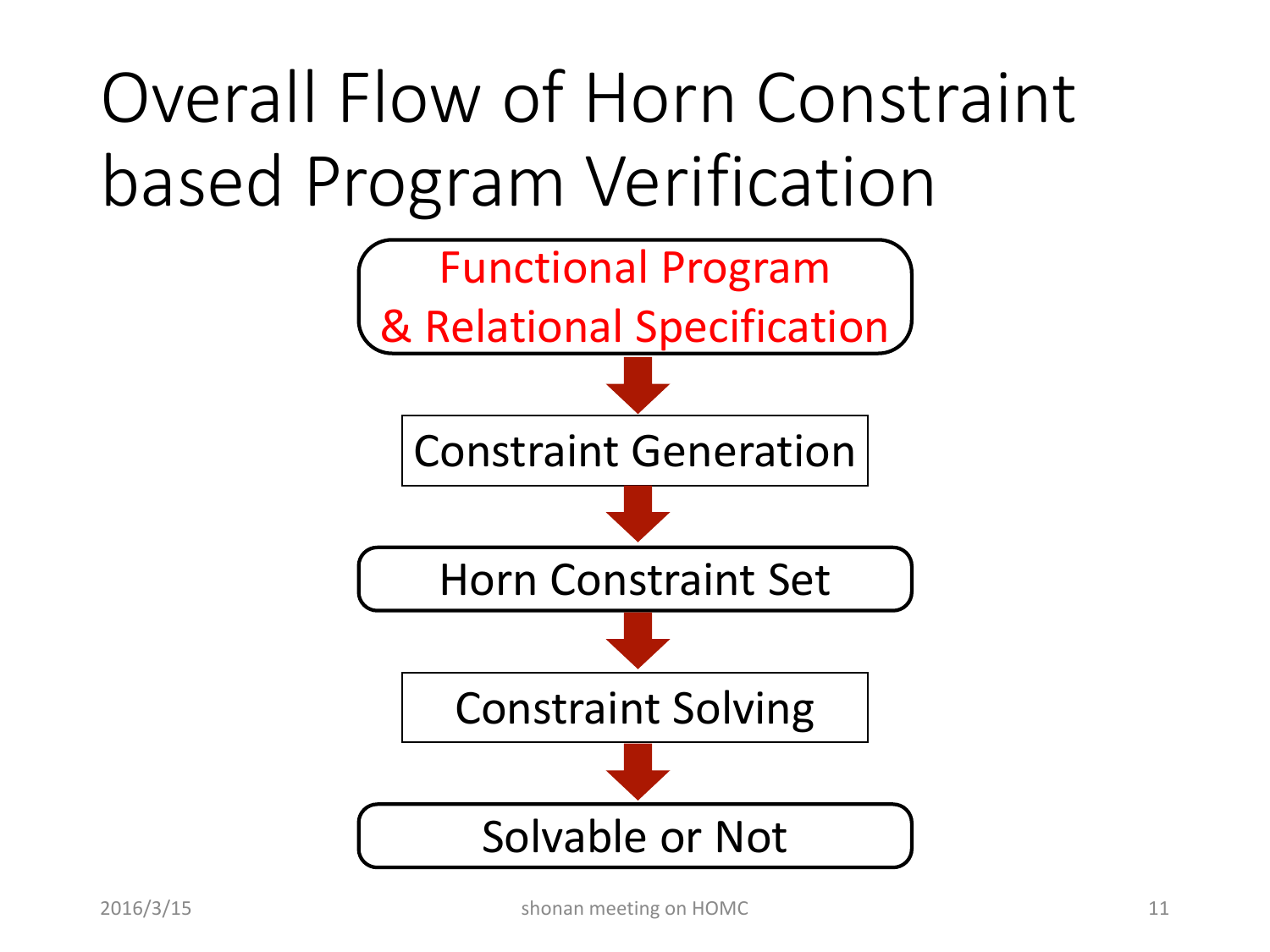# Overall Flow of Horn Constraint based Program Verification

Functional Program
& Relational Specification

↓

Constraint Generation

↓

Horn Constraint Set

↓

Constraint Solving

↓

Solvable or Not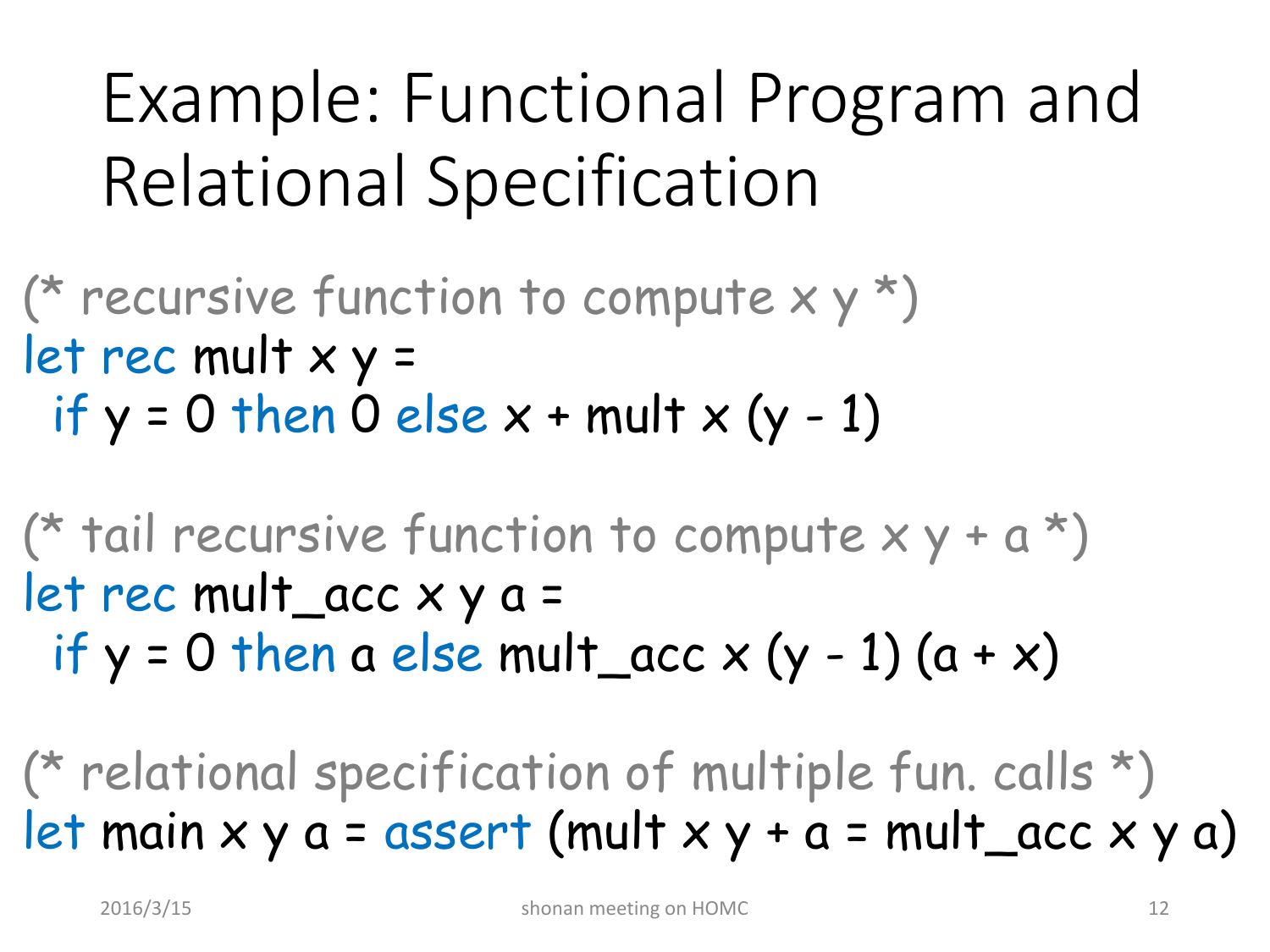# Example: Functional Program and Relational Specification

```ocaml
(* recursive function to compute x y *)
let rec mult x y =
  if y = 0 then 0 else x + mult x (y - 1)

(* tail recursive function to compute x y + a *)
let rec mult_acc x y a =
  if y = 0 then a else mult_acc x (y - 1) (a + x)

(* relational specification of multiple fun. calls *)
let main x y a = assert (mult x y + a = mult_acc x y a)
```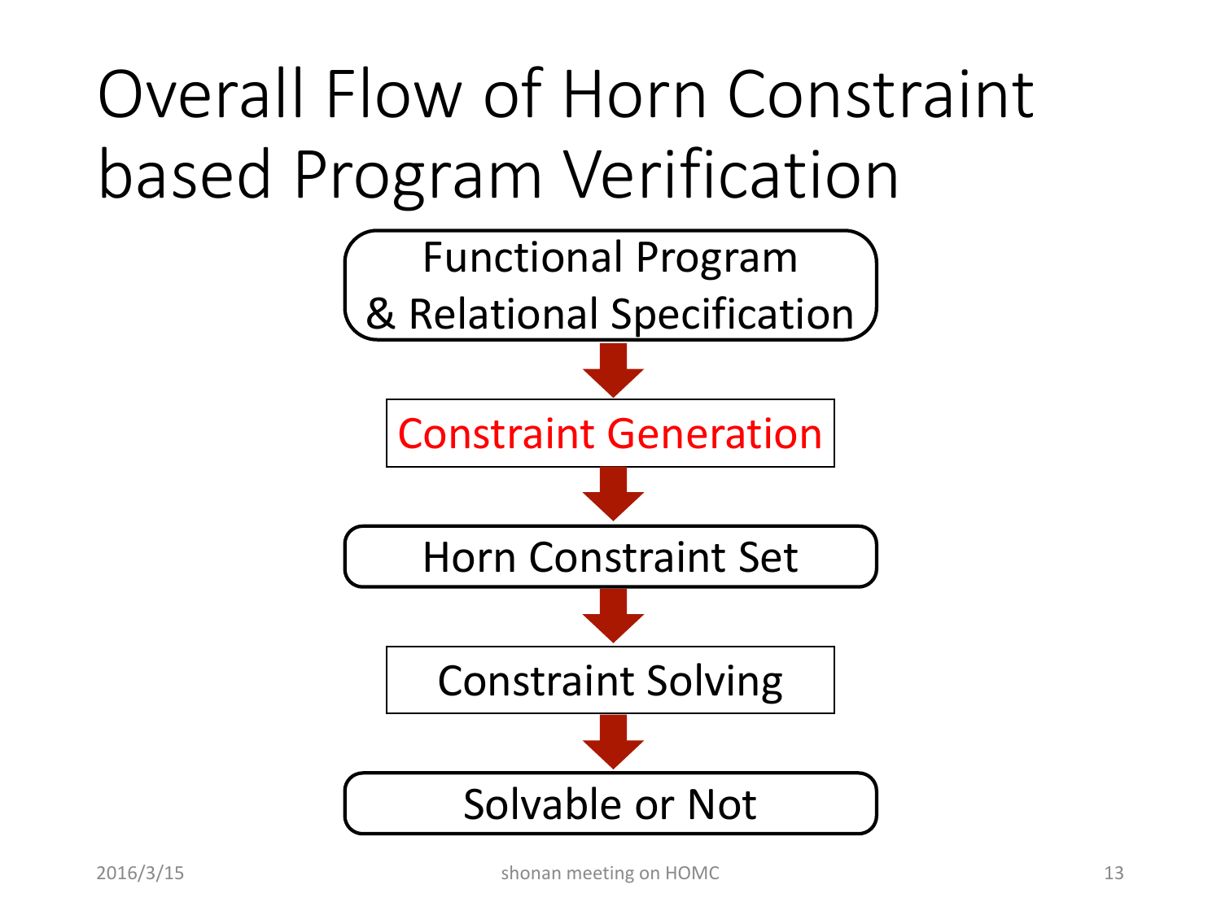# Overall Flow of Horn Constraint based Program Verification

Functional Program & Relational Specification

↓

Constraint Generation

↓

Horn Constraint Set

↓

Constraint Solving

↓

Solvable or Not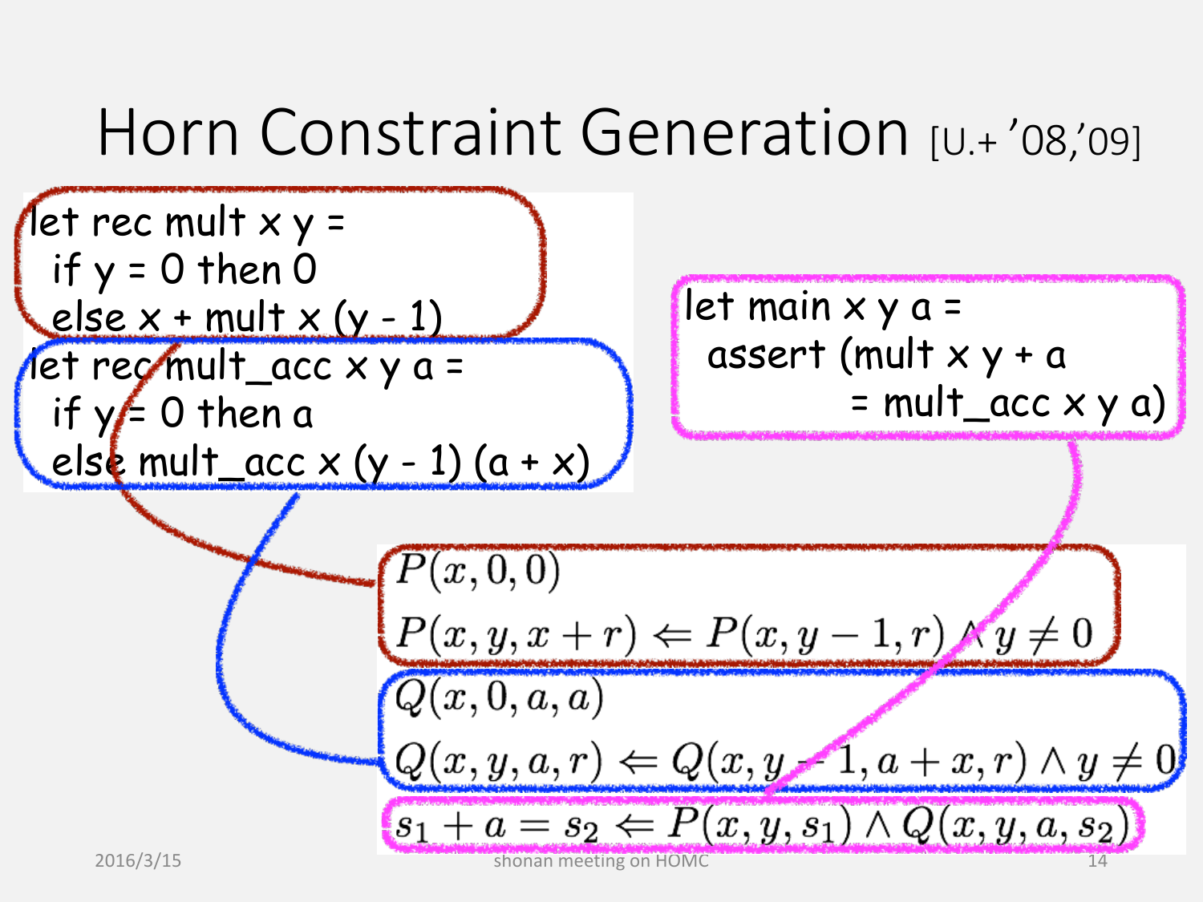# Horn Constraint Generation [U.+ '08,'09]

```
let rec mult x y =
  if y = 0 then 0
  else x + mult x (y - 1)
let rec mult_acc x y a =
  if y = 0 then a
  else mult_acc x (y - 1) (a + x)
```

```
let main x y a =
  assert (mult x y + a
            = mult_acc x y a)
```

$$P(x, 0, 0)$$

$$P(x, y, x + r) \Leftarrow P(x, y - 1, r) \wedge y \neq 0$$

$$Q(x, 0, a, a)$$

$$Q(x, y, a, r) \Leftarrow Q(x, y - 1, a + x, r) \wedge y \neq 0$$

$$s_1 + a = s_2 \Leftarrow P(x, y, s_1) \wedge Q(x, y, a, s_2)$$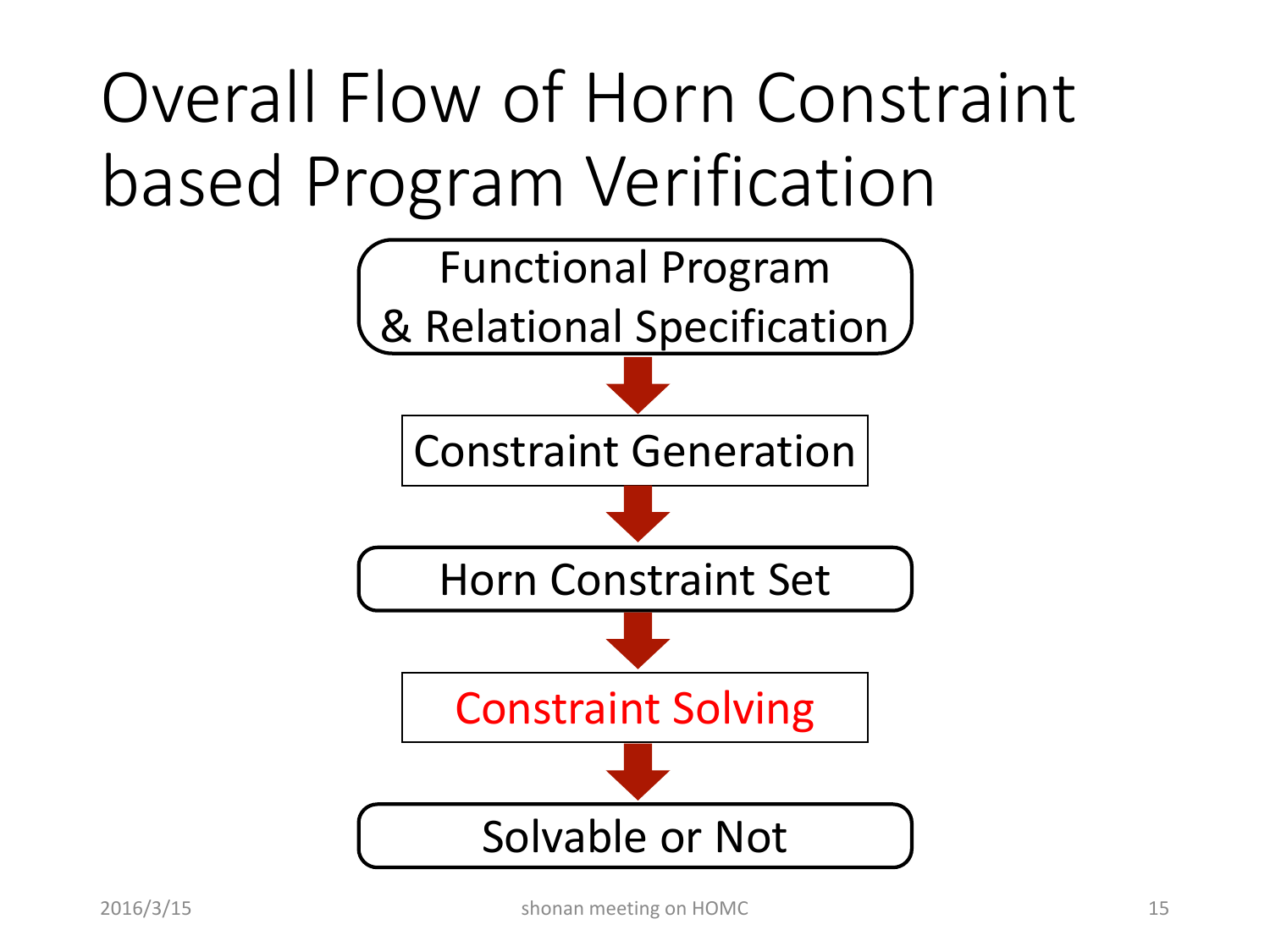# Overall Flow of Horn Constraint based Program Verification

Functional Program
& Relational Specification

↓

Constraint Generation

↓

Horn Constraint Set

↓

Constraint Solving

↓

Solvable or Not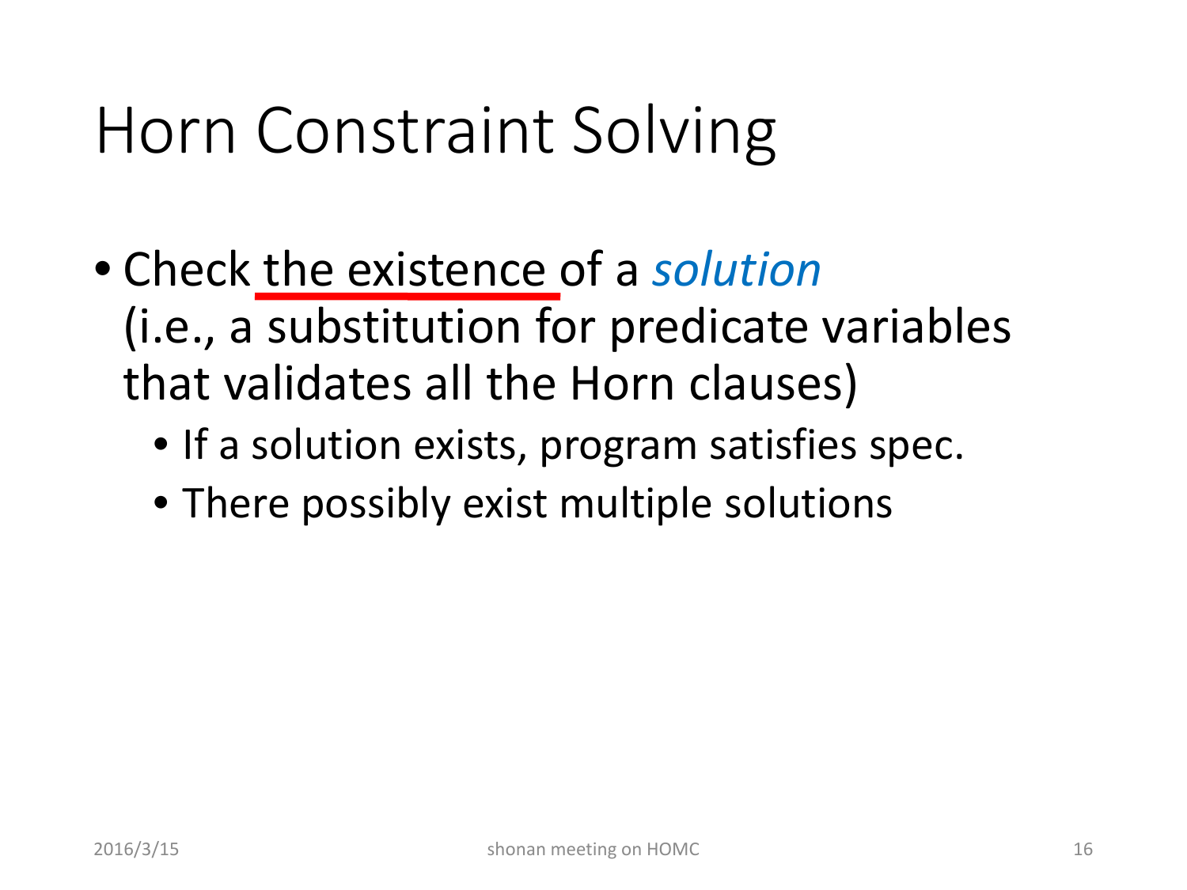# Horn Constraint Solving

- Check <u>the existence</u> of a *solution* (i.e., a substitution for predicate variables that validates all the Horn clauses)
  - If a solution exists, program satisfies spec.
  - There possibly exist multiple solutions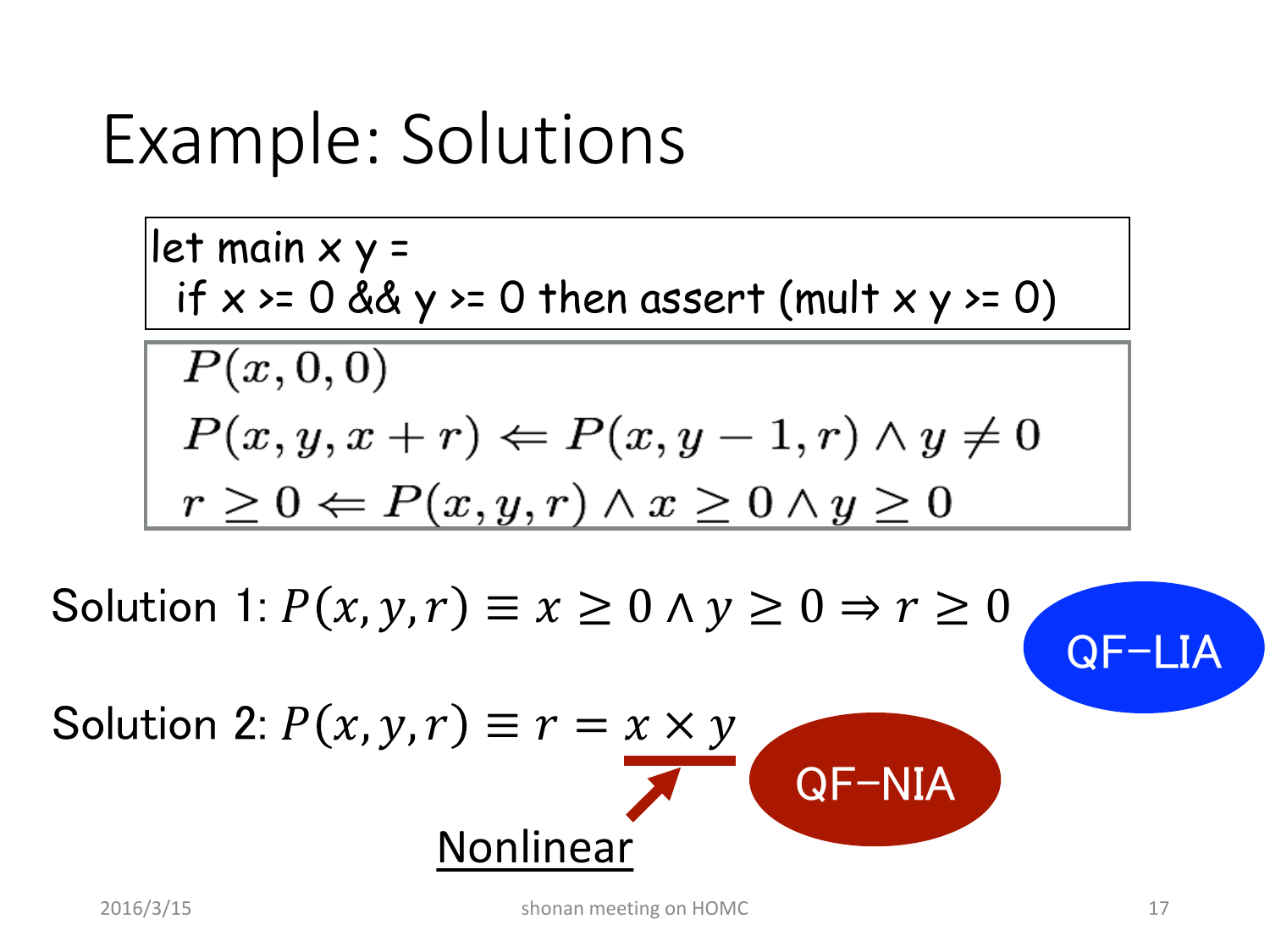# Example: Solutions

```
let main x y =
  if x >= 0 && y >= 0 then assert (mult x y >= 0)
```

$$P(x, 0, 0)$$

$$P(x, y, x + r) \Leftarrow P(x, y - 1, r) \wedge y \neq 0$$

$$r \geq 0 \Leftarrow P(x, y, r) \wedge x \geq 0 \wedge y \geq 0$$

Solution 1: $P(x, y, r) \equiv x \geq 0 \wedge y \geq 0 \Rightarrow r \geq 0$ — QF-LIA

Solution 2: $P(x, y, r) \equiv r = x \times y$ — QF-NIA

(Nonlinear: $x \times y$)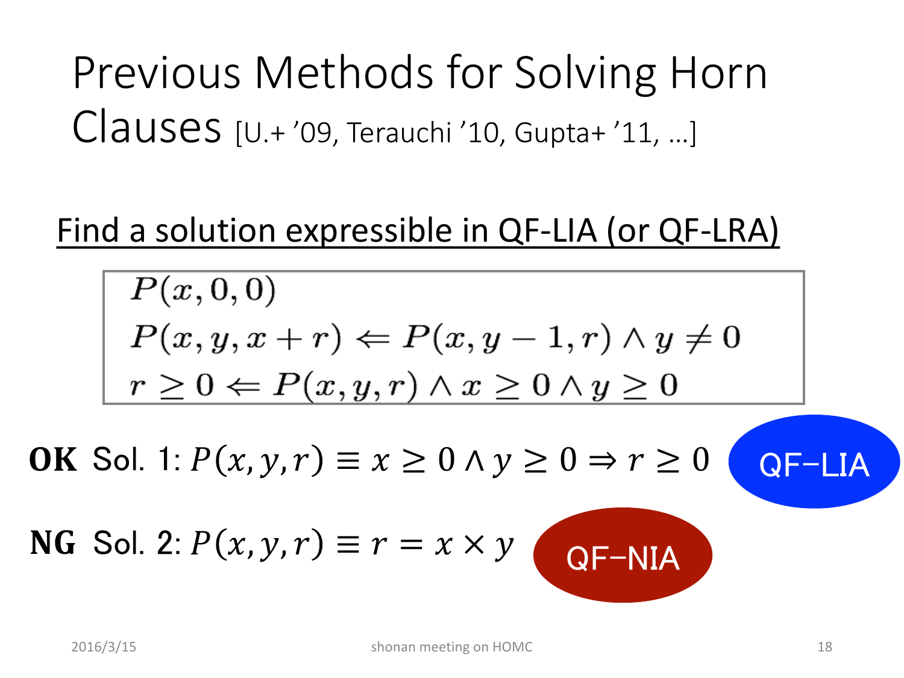# Previous Methods for Solving Horn Clauses [U.+ ’09, Terauchi ’10, Gupta+ ’11, …]

<u>Find a solution expressible in QF-LIA (or QF-LRA)</u>

$$
\begin{array}{l}
P(x, 0, 0) \\
P(x, y, x + r) \Leftarrow P(x, y - 1, r) \land y \neq 0 \\
r \geq 0 \Leftarrow P(x, y, r) \land x \geq 0 \land y \geq 0
\end{array}
$$

**OK** Sol. 1: $P(x, y, r) \equiv x \geq 0 \land y \geq 0 \Rightarrow r \geq 0$ QF-LIA

**NG** Sol. 2: $P(x, y, r) \equiv r = x \times y$ QF-NIA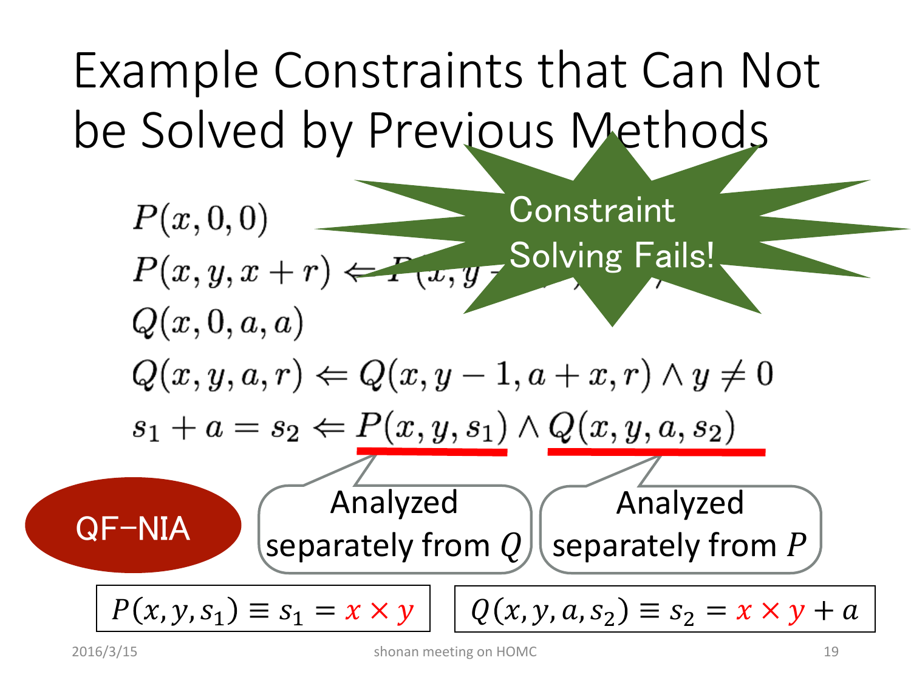# Example Constraints that Can Not be Solved by Previous Methods

**Constraint Solving Fails!**

$$P(x,0,0)$$

$$P(x,y,x+r) \Leftarrow P(x,y-1,r) \wedge y \neq 0$$

$$Q(x,0,a,a)$$

$$Q(x,y,a,r) \Leftarrow Q(x,y-1,a+x,r) \wedge y \neq 0$$

$$s_1 + a = s_2 \Leftarrow P(x,y,s_1) \wedge Q(x,y,a,s_2)$$

QF−NIA

- $P(x,y,s_1)$: Analyzed separately from $Q$
- $Q(x,y,a,s_2)$: Analyzed separately from $P$

$$P(x,y,s_1) \equiv s_1 = x \times y$$

$$Q(x,y,a,s_2) \equiv s_2 = x \times y + a$$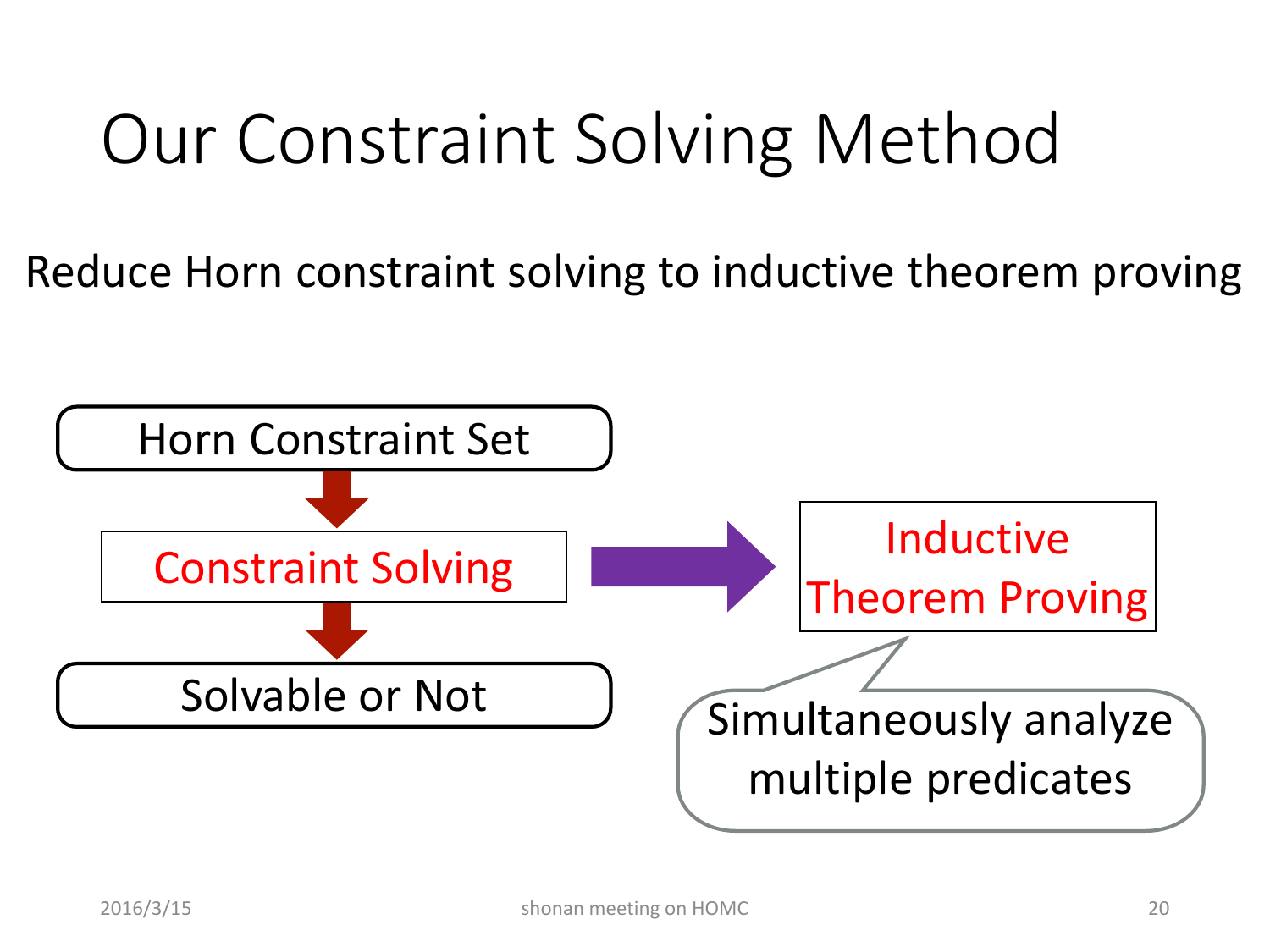# Our Constraint Solving Method

Reduce Horn constraint solving to inductive theorem proving

Horn Constraint Set

Constraint Solving

Solvable or Not

Inductive Theorem Proving

Simultaneously analyze multiple predicates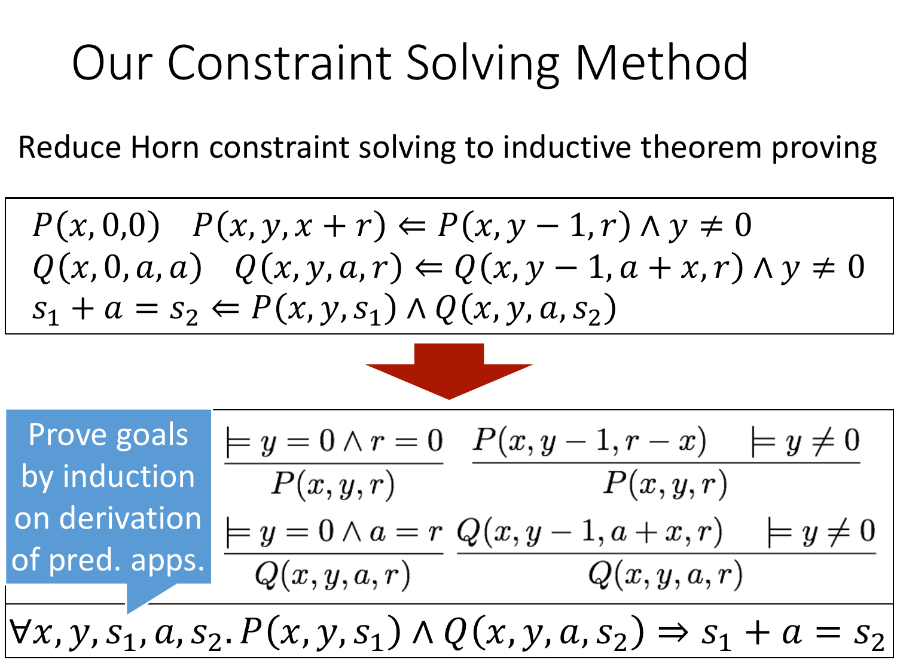# Our Constraint Solving Method

Reduce Horn constraint solving to inductive theorem proving

$$P(x,0,0) \quad P(x,y,x+r) \Leftarrow P(x,y-1,r) \land y \neq 0$$
$$Q(x,0,a,a) \quad Q(x,y,a,r) \Leftarrow Q(x,y-1,a+x,r) \land y \neq 0$$
$$s_1 + a = s_2 \Leftarrow P(x,y,s_1) \land Q(x,y,a,s_2)$$

Prove goals by induction on derivation of pred. apps.

$$\frac{\models y = 0 \land r = 0}{P(x,y,r)} \quad \frac{P(x,y-1,r-x) \quad \models y \neq 0}{P(x,y,r)}$$

$$\frac{\models y = 0 \land a = r}{Q(x,y,a,r)} \quad \frac{Q(x,y-1,a+x,r) \quad \models y \neq 0}{Q(x,y,a,r)}$$

$$\forall x,y,s_1,a,s_2.\, P(x,y,s_1) \land Q(x,y,a,s_2) \Rightarrow s_1 + a = s_2$$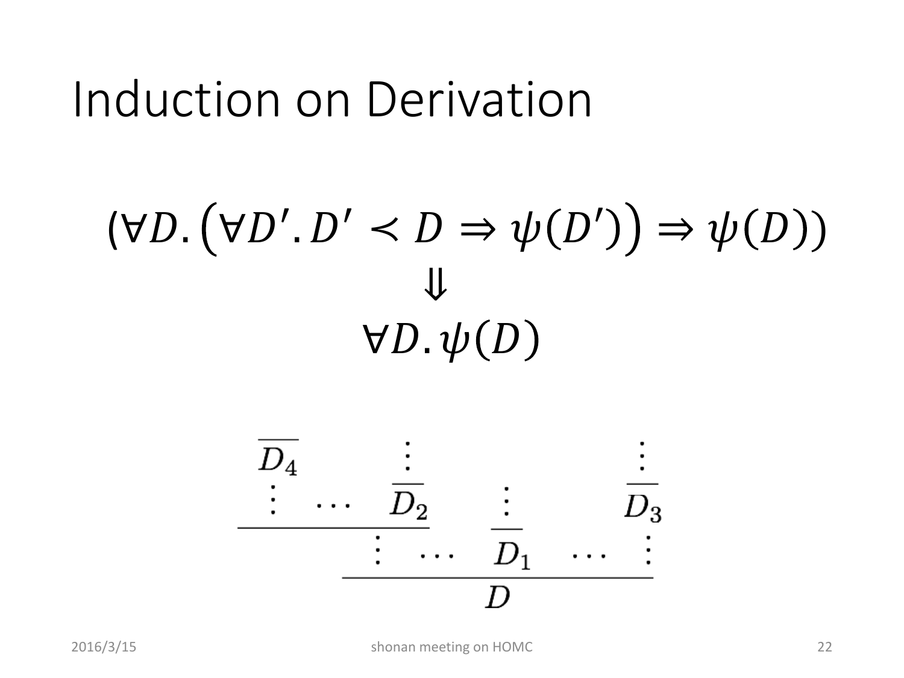# Induction on Derivation

$$(\forall D. \left(\forall D'. D' \prec D \Rightarrow \psi(D')\right) \Rightarrow \psi(D))$$
$$\Downarrow$$
$$\forall D. \psi(D)$$

$$
\dfrac{\dfrac{\overline{D_4} \quad \cdots \quad \overline{D_2}}{\vdots} \quad \cdots \quad \overline{D_1} \quad \cdots \quad \overline{D_3}}{D}
$$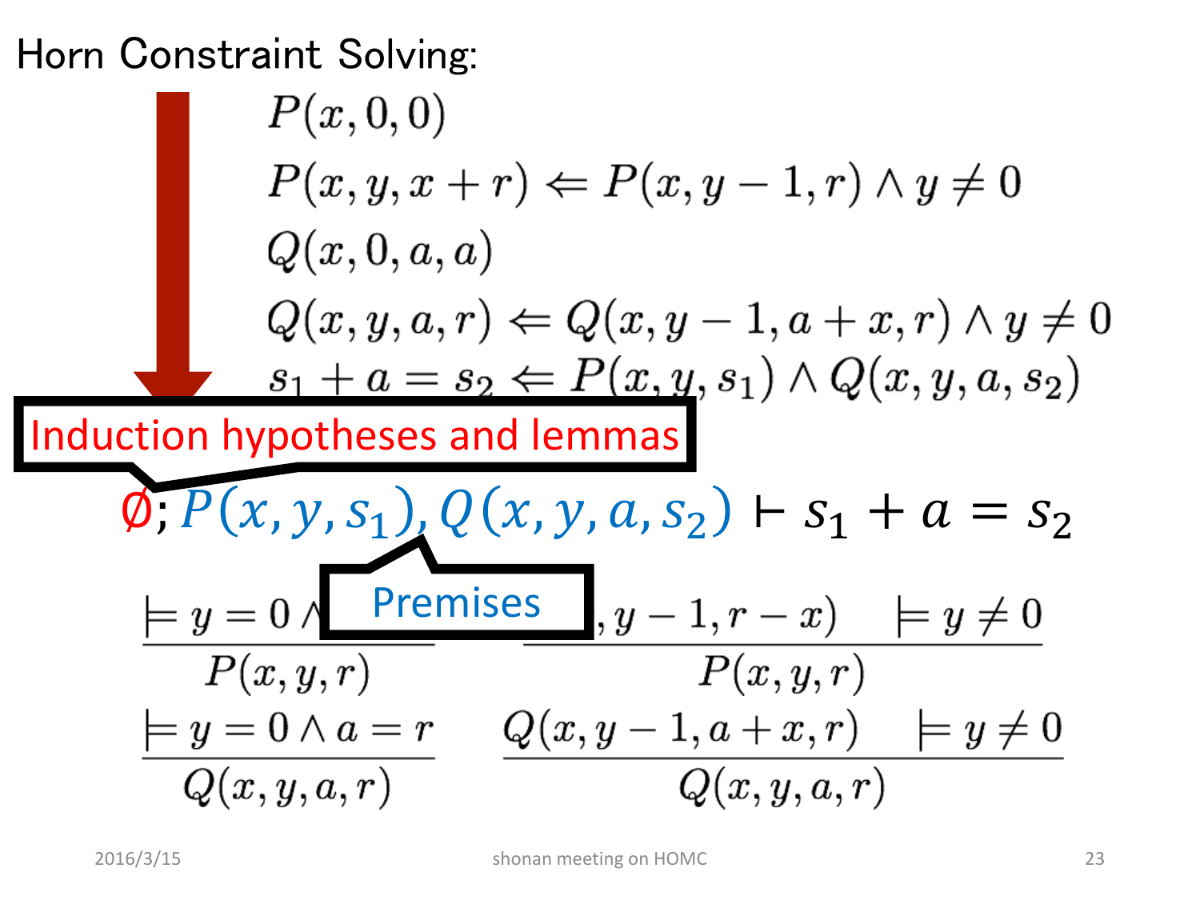# Horn Constraint Solving:

$$P(x, 0, 0)$$

$$P(x, y, x + r) \Leftarrow P(x, y - 1, r) \wedge y \neq 0$$

$$Q(x, 0, a, a)$$

$$Q(x, y, a, r) \Leftarrow Q(x, y - 1, a + x, r) \wedge y \neq 0$$

$$s_1 + a = s_2 \Leftarrow P(x, y, s_1) \wedge Q(x, y, a, s_2)$$

Induction hypotheses and lemmas

$$\emptyset; P(x, y, s_1), Q(x, y, a, s_2) \vdash s_1 + a = s_2$$

Premises

$$\frac{\models y = 0 \wedge \ldots}{P(x, y, r)} \qquad \frac{\ldots, y - 1, r - x) \quad \models y \neq 0}{P(x, y, r)}$$

$$\frac{\models y = 0 \wedge a = r}{Q(x, y, a, r)} \qquad \frac{Q(x, y - 1, a + x, r) \quad \models y \neq 0}{Q(x, y, a, r)}$$

2016/3/15 shonan meeting on HOMC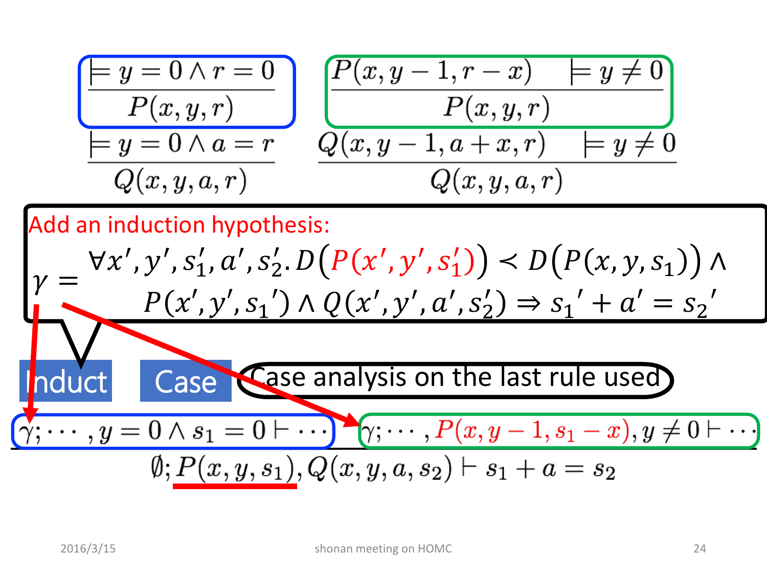$$\frac{\models y = 0 \land r = 0}{P(x, y, r)} \qquad \frac{P(x, y-1, r-x) \quad \models y \neq 0}{P(x, y, r)}$$

$$\frac{\models y = 0 \land a = r}{Q(x, y, a, r)} \qquad \frac{Q(x, y-1, a+x, r) \quad \models y \neq 0}{Q(x, y, a, r)}$$

Add an induction hypothesis:

$$\gamma = \begin{array}{l} \forall x', y', s_1', a', s_2'. D(P(x', y', s_1')) \prec D(P(x, y, s_1)) \land \\ \quad P(x', y', s_1') \land Q(x', y', a', s_2') \Rightarrow s_1' + a' = s_2' \end{array}$$

Induct | Case | Case analysis on the last rule used

$$\frac{\gamma; \cdots, y = 0 \land s_1 = 0 \vdash \cdots \qquad \gamma; \cdots, P(x, y-1, s_1 - x), y \neq 0 \vdash \cdots}{\emptyset; P(x, y, s_1), Q(x, y, a, s_2) \vdash s_1 + a = s_2}$$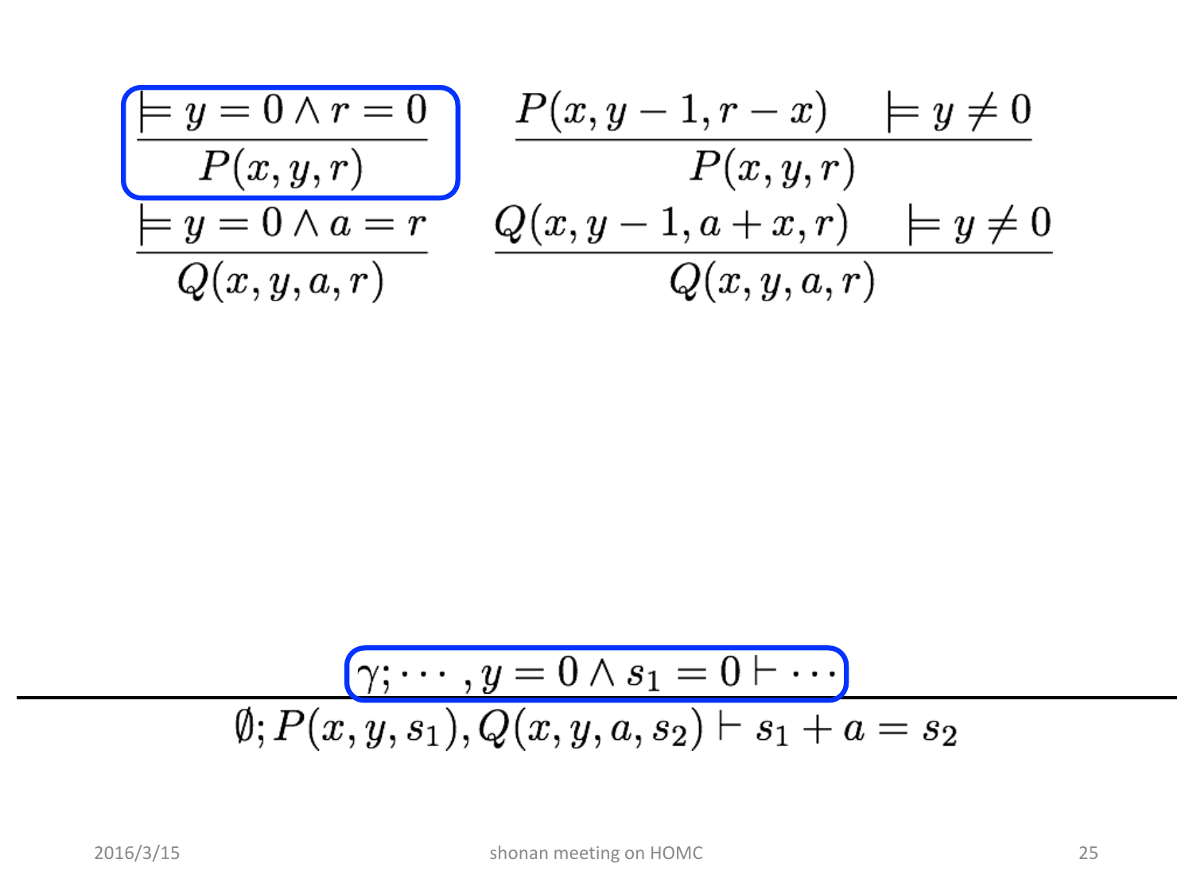$$\frac{\models y = 0 \land r = 0}{P(x, y, r)} \qquad \frac{P(x, y-1, r-x) \quad \models y \neq 0}{P(x, y, r)}$$

$$\frac{\models y = 0 \land a = r}{Q(x, y, a, r)} \qquad \frac{Q(x, y-1, a+x, r) \quad \models y \neq 0}{Q(x, y, a, r)}$$

$$\frac{\gamma; \cdots, y = 0 \land s_1 = 0 \vdash \cdots}{\emptyset; P(x, y, s_1), Q(x, y, a, s_2) \vdash s_1 + a = s_2}$$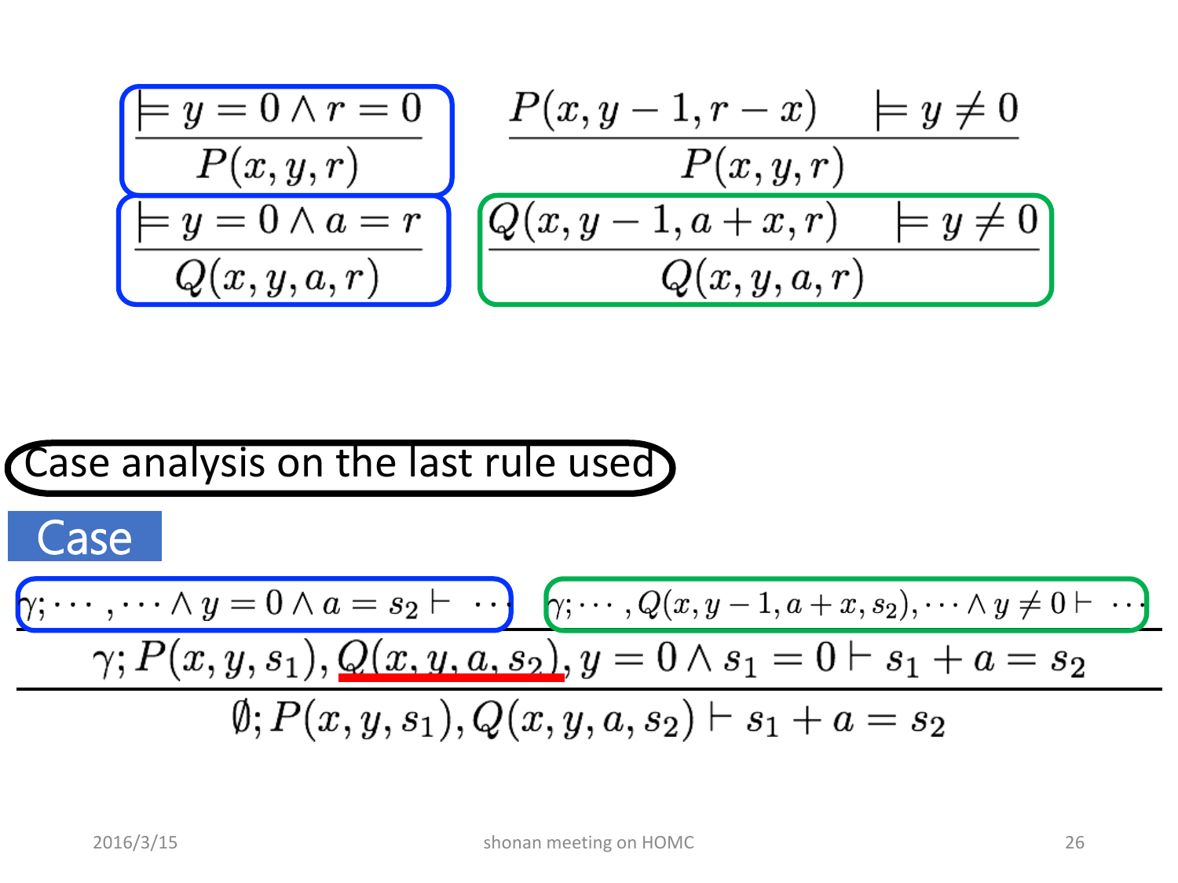$$\frac{\models y = 0 \land r = 0}{P(x, y, r)} \qquad \frac{P(x, y-1, r-x) \quad \models y \neq 0}{P(x, y, r)}$$

$$\frac{\models y = 0 \land a = r}{Q(x, y, a, r)} \qquad \frac{Q(x, y-1, a+x, r) \quad \models y \neq 0}{Q(x, y, a, r)}$$

Case analysis on the last rule used

## Case

$$\frac{\dfrac{\gamma; \cdots, \cdots \land y = 0 \land a = s_2 \vdash \cdots \qquad \gamma; \cdots, Q(x, y-1, a+x, s_2), \cdots \land y \neq 0 \vdash \cdots}{\gamma; P(x, y, s_1), Q(x, y, a, s_2), y = 0 \land s_1 = 0 \vdash s_1 + a = s_2}}{\emptyset; P(x, y, s_1), Q(x, y, a, s_2) \vdash s_1 + a = s_2}$$

2016/3/15 shonan meeting on HOMC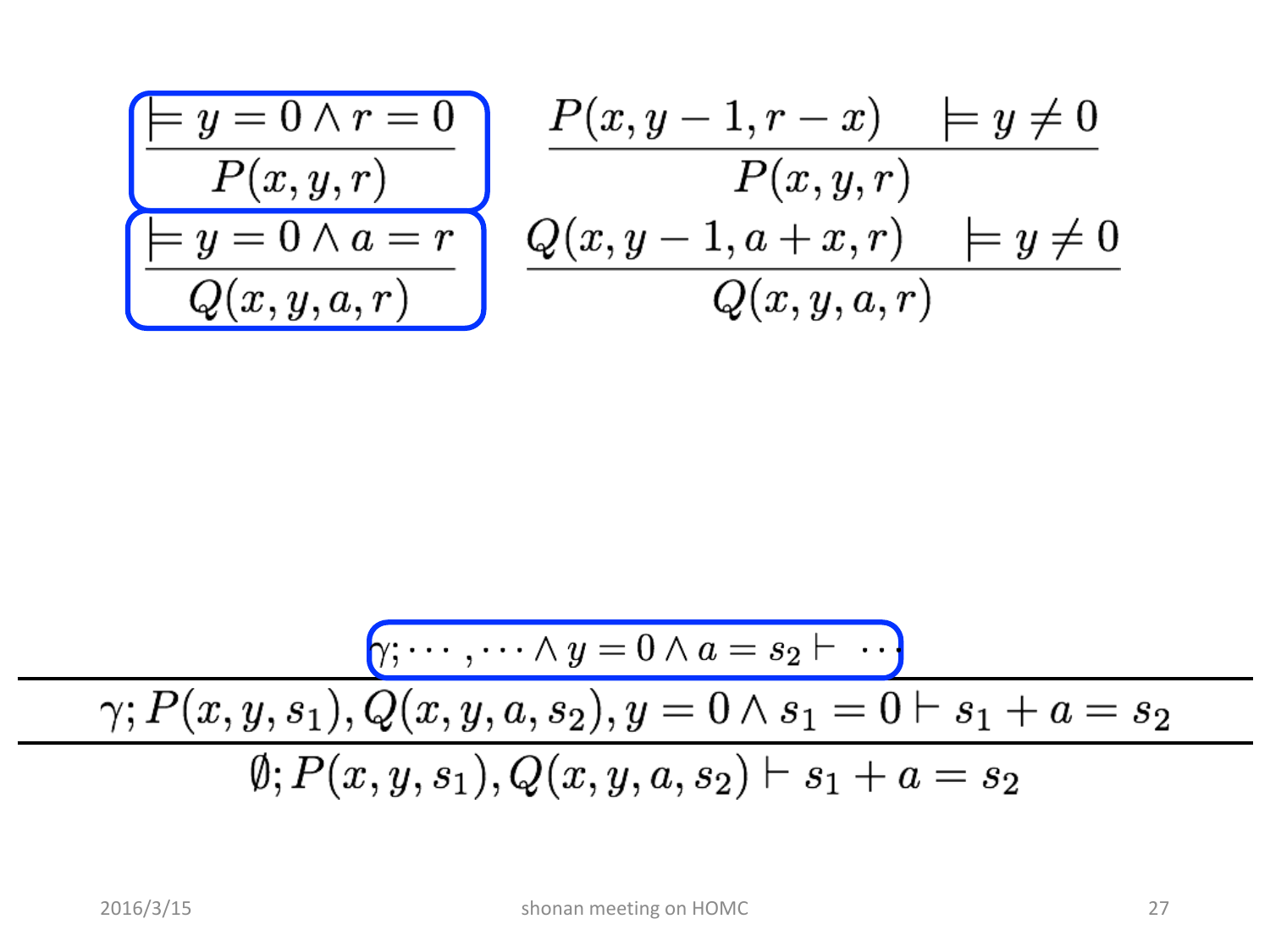$$\frac{\models y = 0 \land r = 0}{P(x, y, r)} \qquad \frac{P(x, y-1, r-x) \quad \models y \neq 0}{P(x, y, r)}$$

$$\frac{\models y = 0 \land a = r}{Q(x, y, a, r)} \qquad \frac{Q(x, y-1, a+x, r) \quad \models y \neq 0}{Q(x, y, a, r)}$$

$$\cfrac{\cfrac{\gamma; \cdots, \cdots \land y = 0 \land a = s_2 \vdash \cdots}{\gamma; P(x, y, s_1), Q(x, y, a, s_2), y = 0 \land s_1 = 0 \vdash s_1 + a = s_2}}{\emptyset; P(x, y, s_1), Q(x, y, a, s_2) \vdash s_1 + a = s_2}$$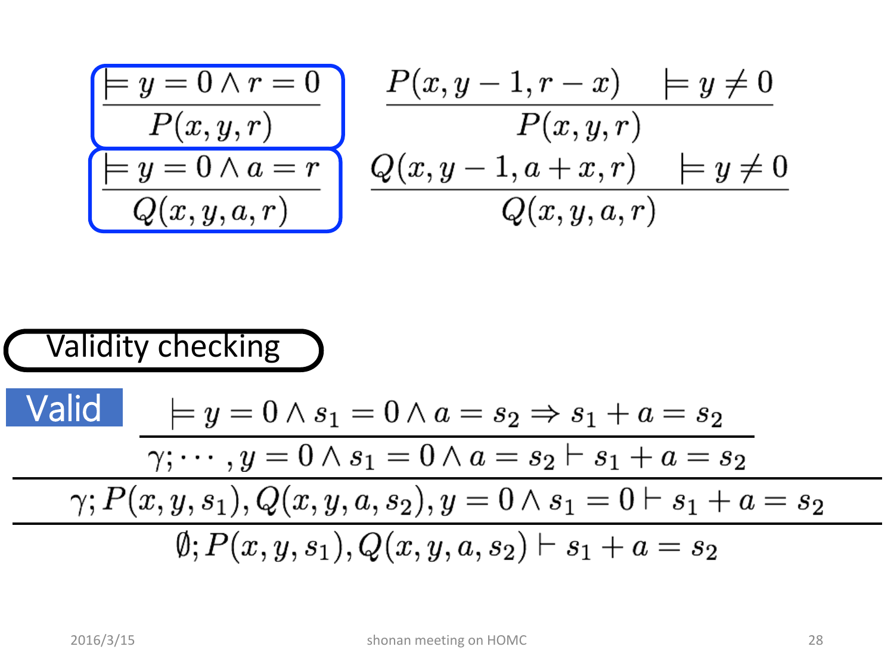$$\frac{\models y = 0 \land r = 0}{P(x, y, r)} \qquad \frac{P(x, y-1, r-x) \quad \models y \neq 0}{P(x, y, r)}$$

$$\frac{\models y = 0 \land a = r}{Q(x, y, a, r)} \qquad \frac{Q(x, y-1, a+x, r) \quad \models y \neq 0}{Q(x, y, a, r)}$$

**Validity checking**

**Valid**

$$\cfrac{\cfrac{\cfrac{\models y = 0 \land s_1 = 0 \land a = s_2 \Rightarrow s_1 + a = s_2}{\gamma; \cdots, y = 0 \land s_1 = 0 \land a = s_2 \vdash s_1 + a = s_2}}{\gamma; P(x, y, s_1), Q(x, y, a, s_2), y = 0 \land s_1 = 0 \vdash s_1 + a = s_2}}{\emptyset; P(x, y, s_1), Q(x, y, a, s_2) \vdash s_1 + a = s_2}$$

2016/3/15 shonan meeting on HOMC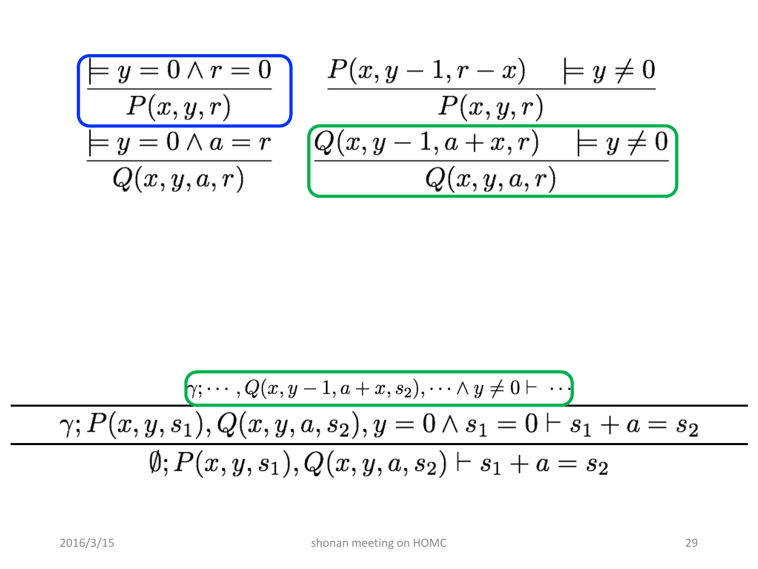$$\frac{\models y = 0 \land r = 0}{P(x, y, r)} \qquad \frac{P(x, y-1, r-x) \quad \models y \neq 0}{P(x, y, r)}$$

$$\frac{\models y = 0 \land a = r}{Q(x, y, a, r)} \qquad \frac{Q(x, y-1, a+x, r) \quad \models y \neq 0}{Q(x, y, a, r)}$$

$$\cfrac{\cfrac{\gamma; \cdots, Q(x, y-1, a+x, s_2), \cdots \land y \neq 0 \vdash \ \cdots}{\gamma; P(x, y, s_1), Q(x, y, a, s_2), y = 0 \land s_1 = 0 \vdash s_1 + a = s_2}}{\emptyset; P(x, y, s_1), Q(x, y, a, s_2) \vdash s_1 + a = s_2}$$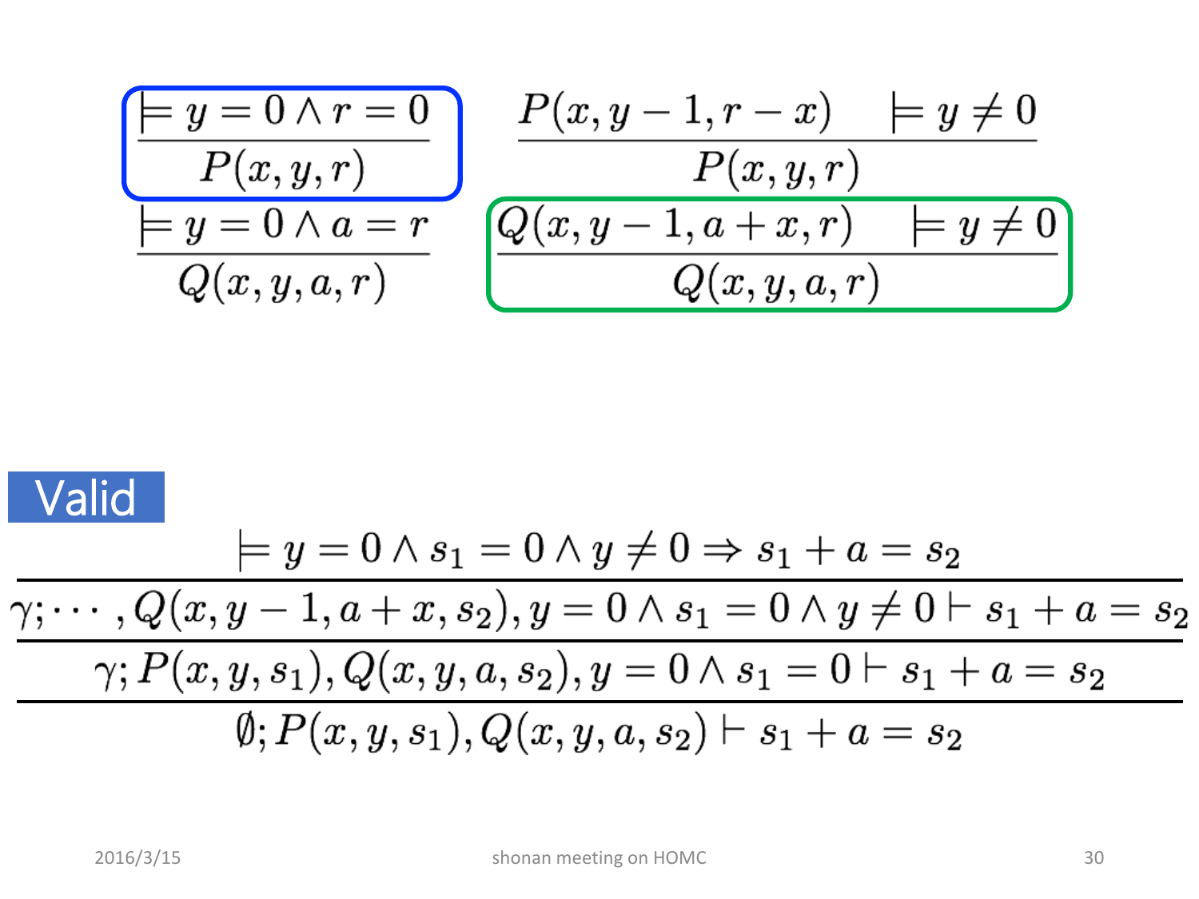$$\frac{\models y = 0 \land r = 0}{P(x, y, r)} \qquad \frac{P(x, y-1, r-x) \quad \models y \neq 0}{P(x, y, r)}$$

$$\frac{\models y = 0 \land a = r}{Q(x, y, a, r)} \qquad \frac{Q(x, y-1, a+x, r) \quad \models y \neq 0}{Q(x, y, a, r)}$$

**Valid**

$$\dfrac{\dfrac{\dfrac{\models y = 0 \land s_1 = 0 \land y \neq 0 \Rightarrow s_1 + a = s_2}{\gamma; \cdots, Q(x, y-1, a+x, s_2), y = 0 \land s_1 = 0 \land y \neq 0 \vdash s_1 + a = s_2}}{\gamma; P(x, y, s_1), Q(x, y, a, s_2), y = 0 \land s_1 = 0 \vdash s_1 + a = s_2}}{\emptyset; P(x, y, s_1), Q(x, y, a, s_2) \vdash s_1 + a = s_2}$$

2016/3/15 shonan meeting on HOMC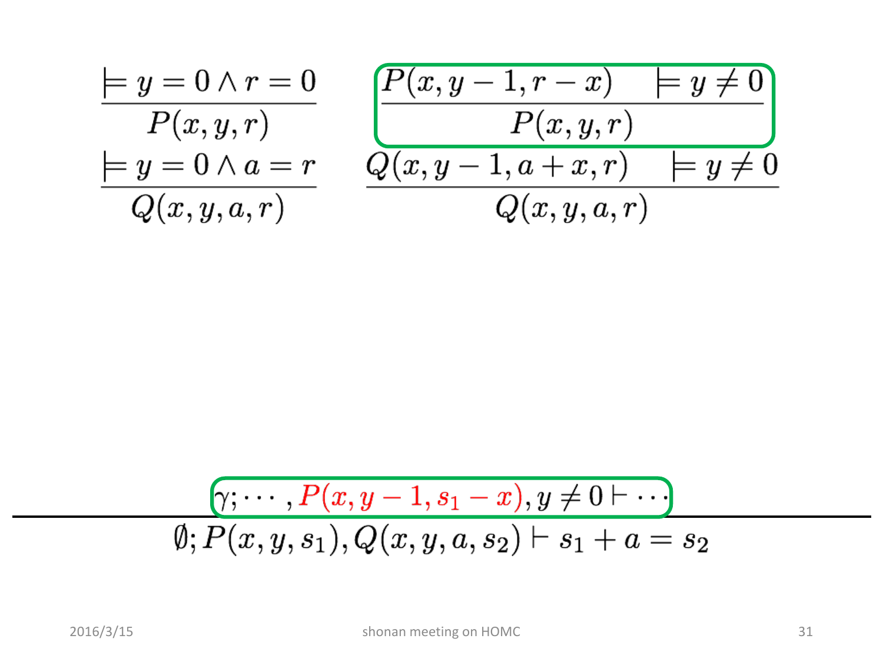$$\frac{\models y = 0 \land r = 0}{P(x, y, r)} \qquad \frac{P(x, y-1, r-x) \quad \models y \neq 0}{P(x, y, r)}$$

$$\frac{\models y = 0 \land a = r}{Q(x, y, a, r)} \qquad \frac{Q(x, y-1, a+x, r) \quad \models y \neq 0}{Q(x, y, a, r)}$$

$$\frac{\gamma; \cdots, P(x, y-1, s_1 - x), y \neq 0 \vdash \cdots}{\emptyset; P(x, y, s_1), Q(x, y, a, s_2) \vdash s_1 + a = s_2}$$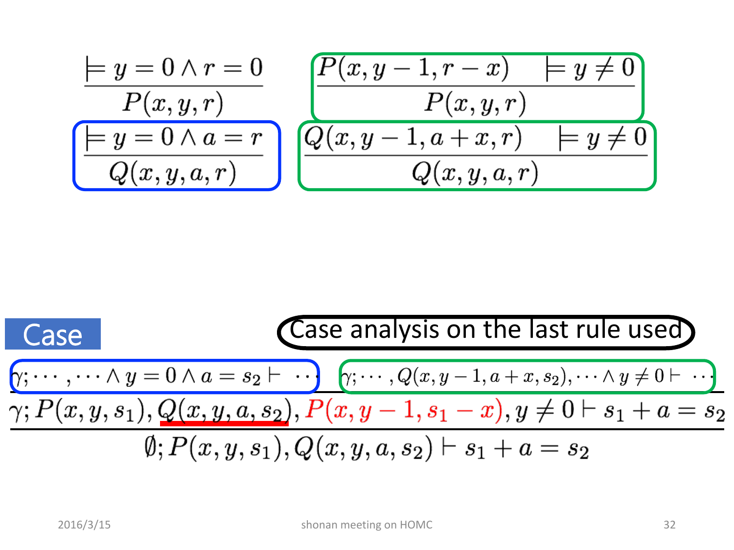$$\frac{\models y = 0 \land r = 0}{P(x, y, r)} \qquad \frac{P(x, y-1, r-x) \quad \models y \neq 0}{P(x, y, r)}$$

$$\frac{\models y = 0 \land a = r}{Q(x, y, a, r)} \qquad \frac{Q(x, y-1, a+x, r) \quad \models y \neq 0}{Q(x, y, a, r)}$$

## Case

Case analysis on the last rule used

$$\frac{\dfrac{\gamma; \cdots, \cdots \land y = 0 \land a = s_2 \vdash \cdots \qquad \gamma; \cdots, Q(x, y-1, a+x, s_2), \cdots \land y \neq 0 \vdash \cdots}{\gamma; P(x, y, s_1), \underline{Q(x, y, a, s_2)}, P(x, y-1, s_1 - x), y \neq 0 \vdash s_1 + a = s_2}}{\emptyset; P(x, y, s_1), Q(x, y, a, s_2) \vdash s_1 + a = s_2}$$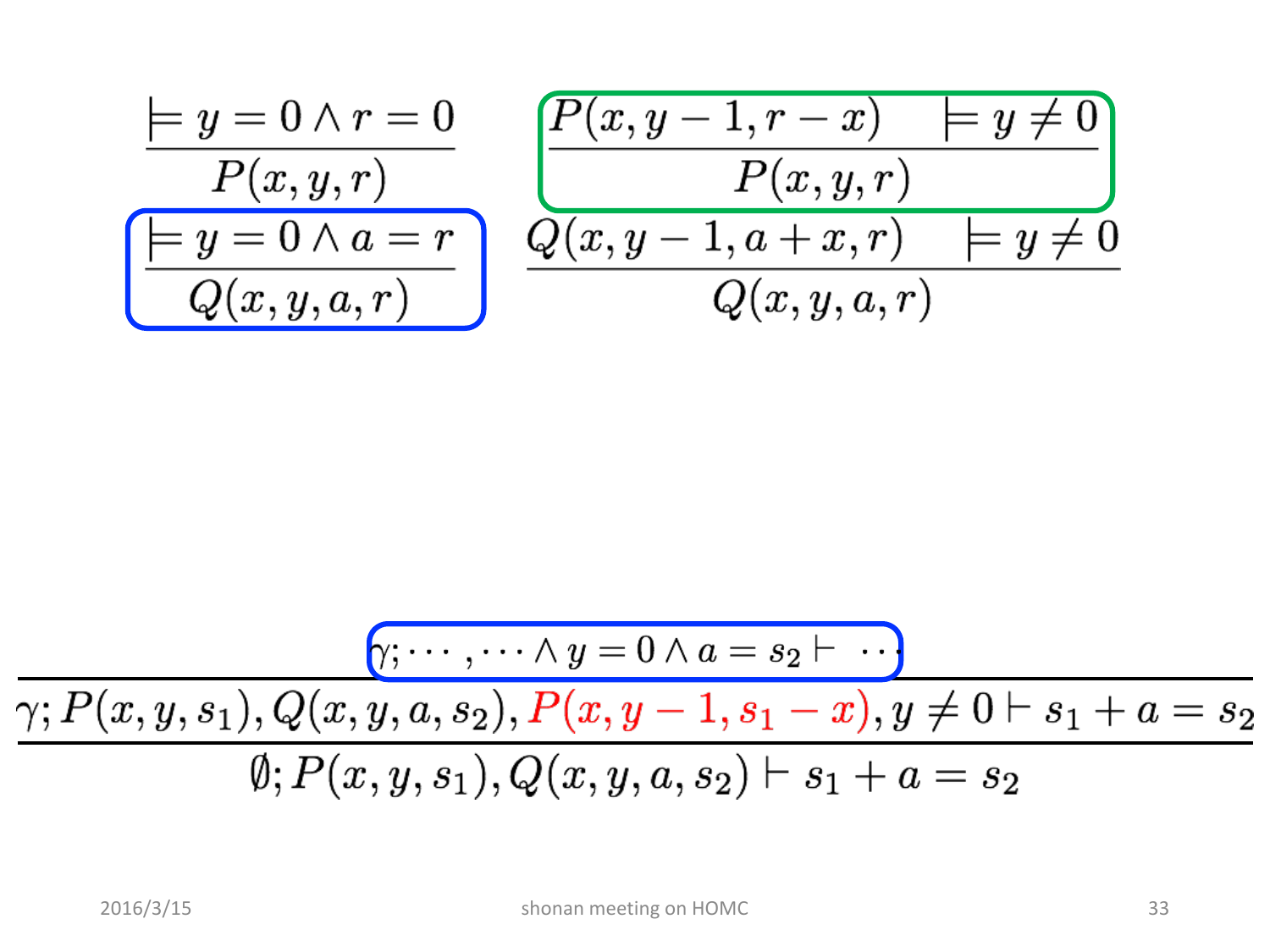$$\frac{\models y = 0 \land r = 0}{P(x, y, r)} \qquad \frac{P(x, y-1, r-x) \qquad \models y \neq 0}{P(x, y, r)}$$

$$\frac{\models y = 0 \land a = r}{Q(x, y, a, r)} \qquad \frac{Q(x, y-1, a+x, r) \qquad \models y \neq 0}{Q(x, y, a, r)}$$

$$\cfrac{\cfrac{\gamma; \cdots, \cdots \land y = 0 \land a = s_2 \vdash \cdots}{\gamma; P(x, y, s_1), Q(x, y, a, s_2), P(x, y-1, s_1 - x), y \neq 0 \vdash s_1 + a = s_2}}{\emptyset; P(x, y, s_1), Q(x, y, a, s_2) \vdash s_1 + a = s_2}$$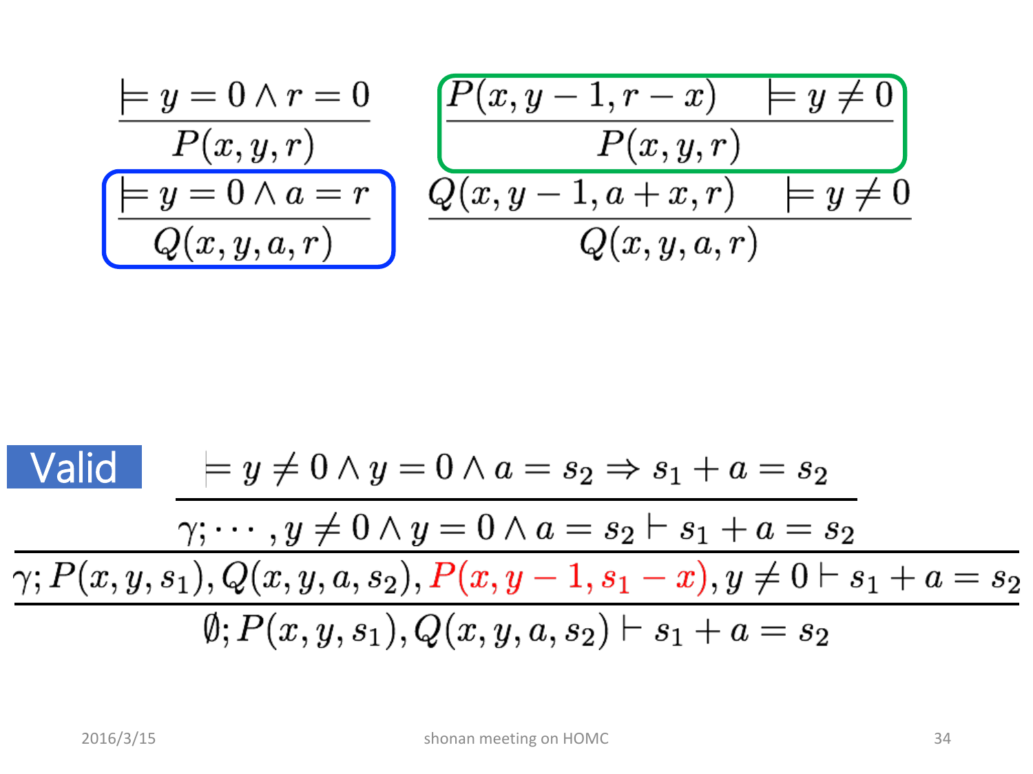$$\frac{\models y = 0 \wedge r = 0}{P(x,y,r)} \qquad \frac{P(x, y-1, r-x) \quad \models y \neq 0}{P(x,y,r)}$$

$$\frac{\models y = 0 \wedge a = r}{Q(x,y,a,r)} \qquad \frac{Q(x, y-1, a+x, r) \quad \models y \neq 0}{Q(x,y,a,r)}$$

**Valid**

$$\cfrac{\cfrac{\cfrac{\models y \neq 0 \wedge y = 0 \wedge a = s_2 \Rightarrow s_1 + a = s_2}{\gamma; \cdots, y \neq 0 \wedge y = 0 \wedge a = s_2 \vdash s_1 + a = s_2}}{\gamma; P(x,y,s_1), Q(x,y,a,s_2), P(x, y-1, s_1 - x), y \neq 0 \vdash s_1 + a = s_2}}{\emptyset; P(x,y,s_1), Q(x,y,a,s_2) \vdash s_1 + a = s_2}$$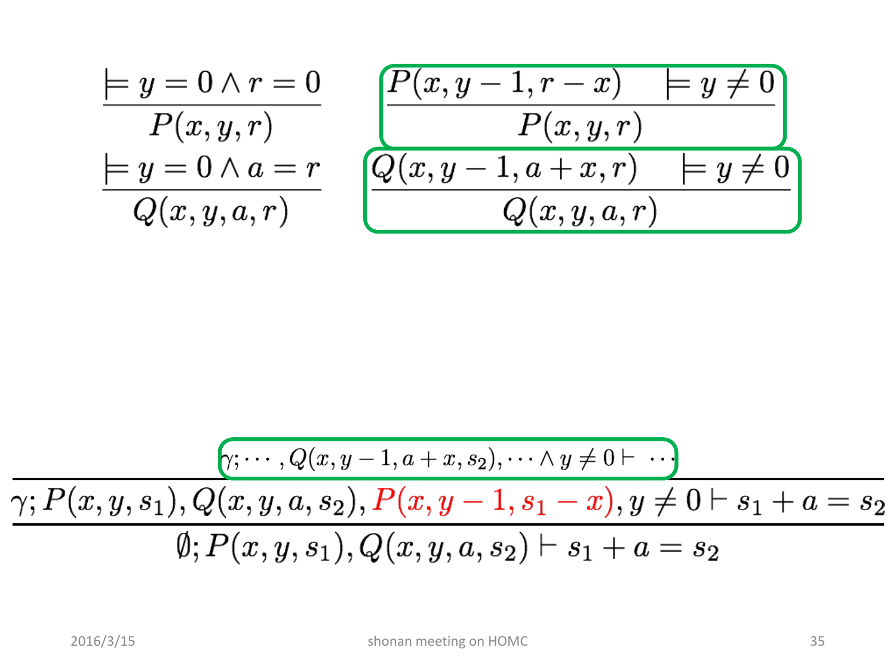$$\frac{\models y = 0 \land r = 0}{P(x, y, r)} \qquad \frac{P(x, y-1, r-x) \qquad \models y \neq 0}{P(x, y, r)}$$

$$\frac{\models y = 0 \land a = r}{Q(x, y, a, r)} \qquad \frac{Q(x, y-1, a+x, r) \qquad \models y \neq 0}{Q(x, y, a, r)}$$

$$\dfrac{\dfrac{\gamma; \cdots, Q(x, y-1, a+x, s_2), \cdots \land y \neq 0 \vdash \cdots}{\gamma; P(x, y, s_1), Q(x, y, a, s_2), P(x, y-1, s_1 - x), y \neq 0 \vdash s_1 + a = s_2}}{\emptyset; P(x, y, s_1), Q(x, y, a, s_2) \vdash s_1 + a = s_2}$$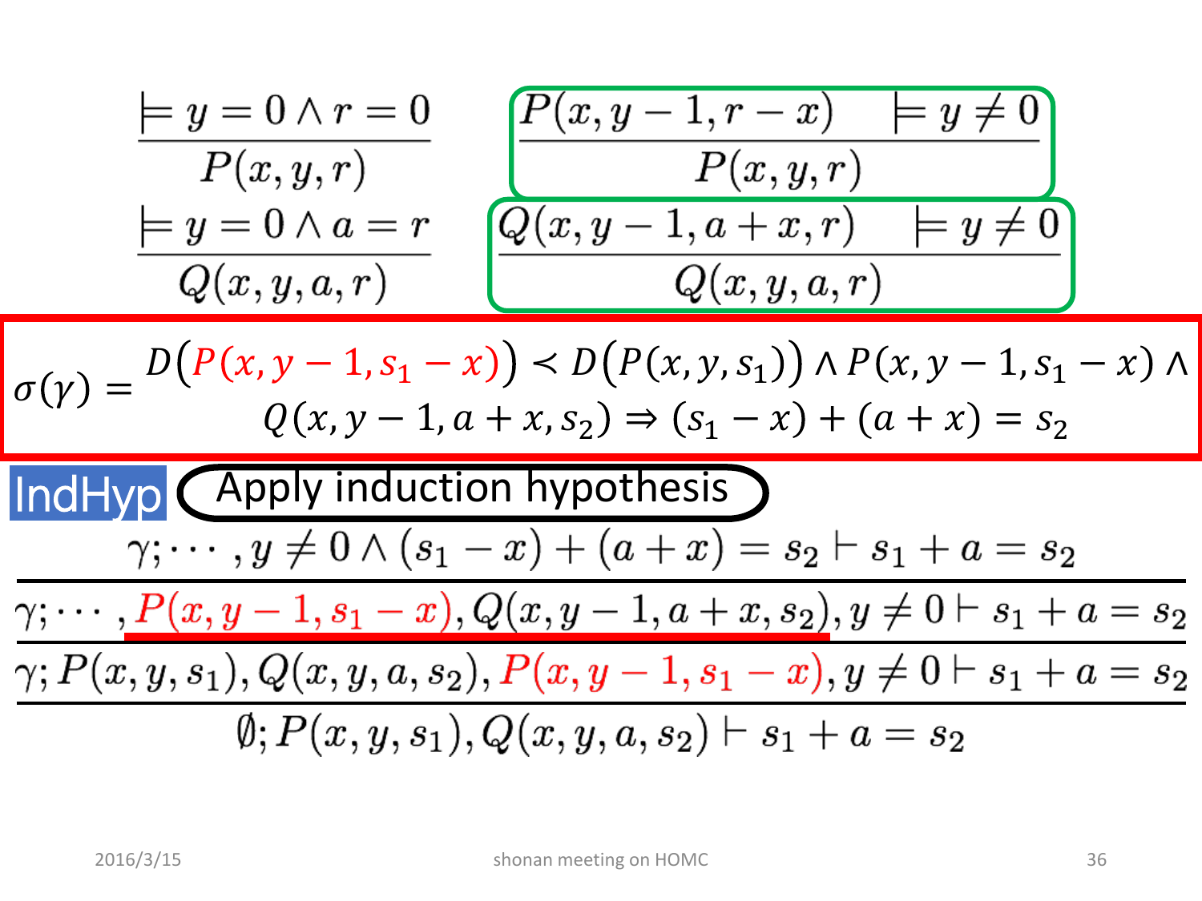$$\frac{\models y = 0 \land r = 0}{P(x, y, r)} \qquad \frac{P(x, y-1, r-x) \quad \models y \neq 0}{P(x, y, r)}$$

$$\frac{\models y = 0 \land a = r}{Q(x, y, a, r)} \qquad \frac{Q(x, y-1, a+x, r) \quad \models y \neq 0}{Q(x, y, a, r)}$$

$$\sigma(\gamma) = \begin{array}{c} D(P(x, y-1, s_1 - x)) \prec D(P(x, y, s_1)) \land P(x, y-1, s_1 - x) \land \\ Q(x, y-1, a+x, s_2) \Rightarrow (s_1 - x) + (a + x) = s_2 \end{array}$$

IndHyp: Apply induction hypothesis

$$\dfrac{\dfrac{\gamma; \cdots, y \neq 0 \land (s_1 - x) + (a + x) = s_2 \vdash s_1 + a = s_2}{\gamma; \cdots, P(x, y-1, s_1 - x), Q(x, y-1, a+x, s_2), y \neq 0 \vdash s_1 + a = s_2}}{\dfrac{\gamma; P(x, y, s_1), Q(x, y, a, s_2), P(x, y-1, s_1 - x), y \neq 0 \vdash s_1 + a = s_2}{\emptyset; P(x, y, s_1), Q(x, y, a, s_2) \vdash s_1 + a = s_2}}$$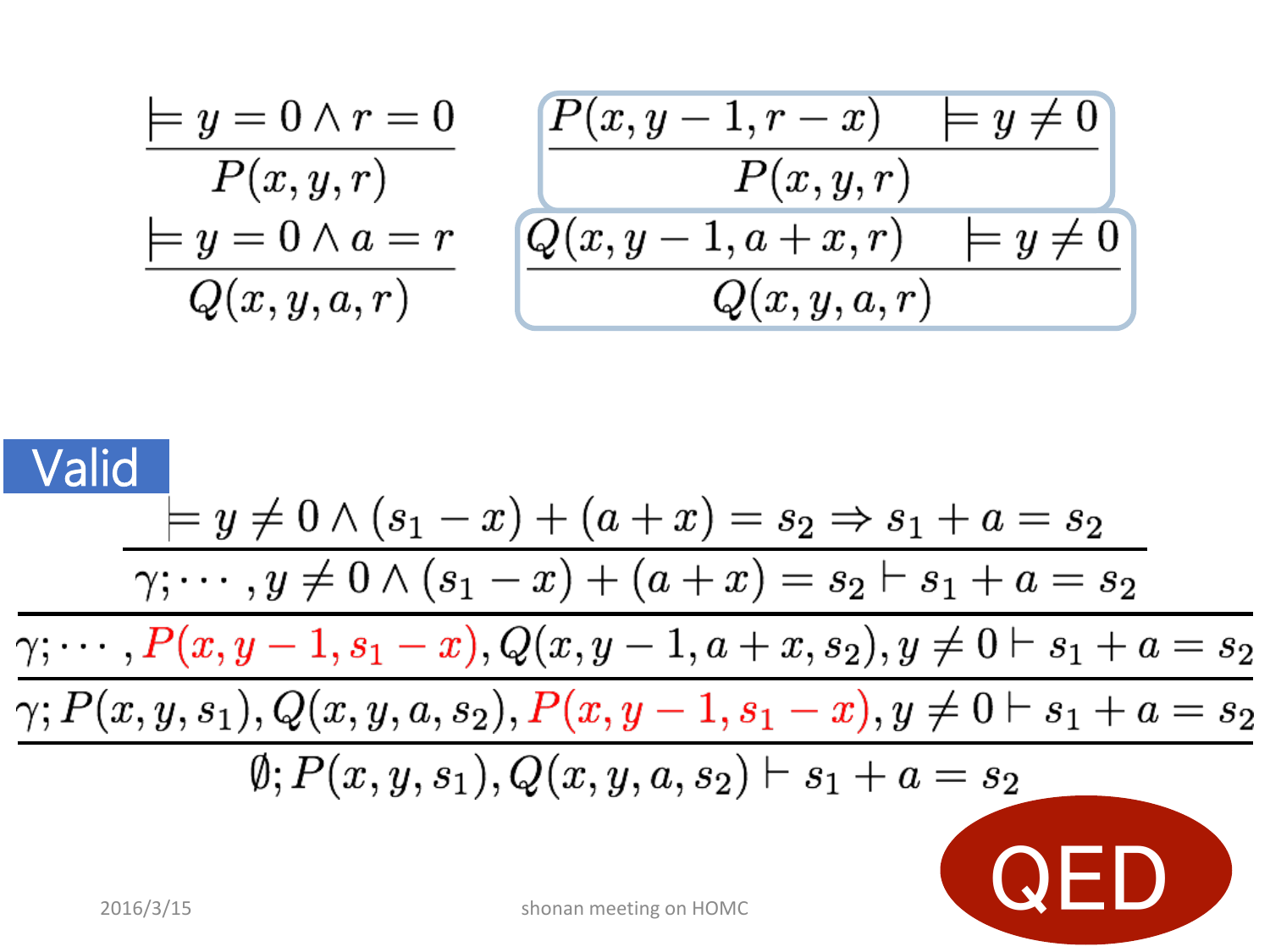$$\frac{\models y = 0 \land r = 0}{P(x,y,r)} \qquad \frac{P(x,y-1,r-x) \quad \models y \neq 0}{P(x,y,r)}$$

$$\frac{\models y = 0 \land a = r}{Q(x,y,a,r)} \qquad \frac{Q(x,y-1,a+x,r) \quad \models y \neq 0}{Q(x,y,a,r)}$$

**Valid**

$$\dfrac{\dfrac{\dfrac{\dfrac{\models y \neq 0 \land (s_1 - x) + (a + x) = s_2 \Rightarrow s_1 + a = s_2}{\gamma; \cdots, y \neq 0 \land (s_1 - x) + (a + x) = s_2 \vdash s_1 + a = s_2}}{\gamma; \cdots, P(x, y-1, s_1 - x), Q(x, y-1, a+x, s_2), y \neq 0 \vdash s_1 + a = s_2}}{\gamma; P(x,y,s_1), Q(x,y,a,s_2), P(x, y-1, s_1 - x), y \neq 0 \vdash s_1 + a = s_2}}{\emptyset; P(x,y,s_1), Q(x,y,a,s_2) \vdash s_1 + a = s_2}$$

QED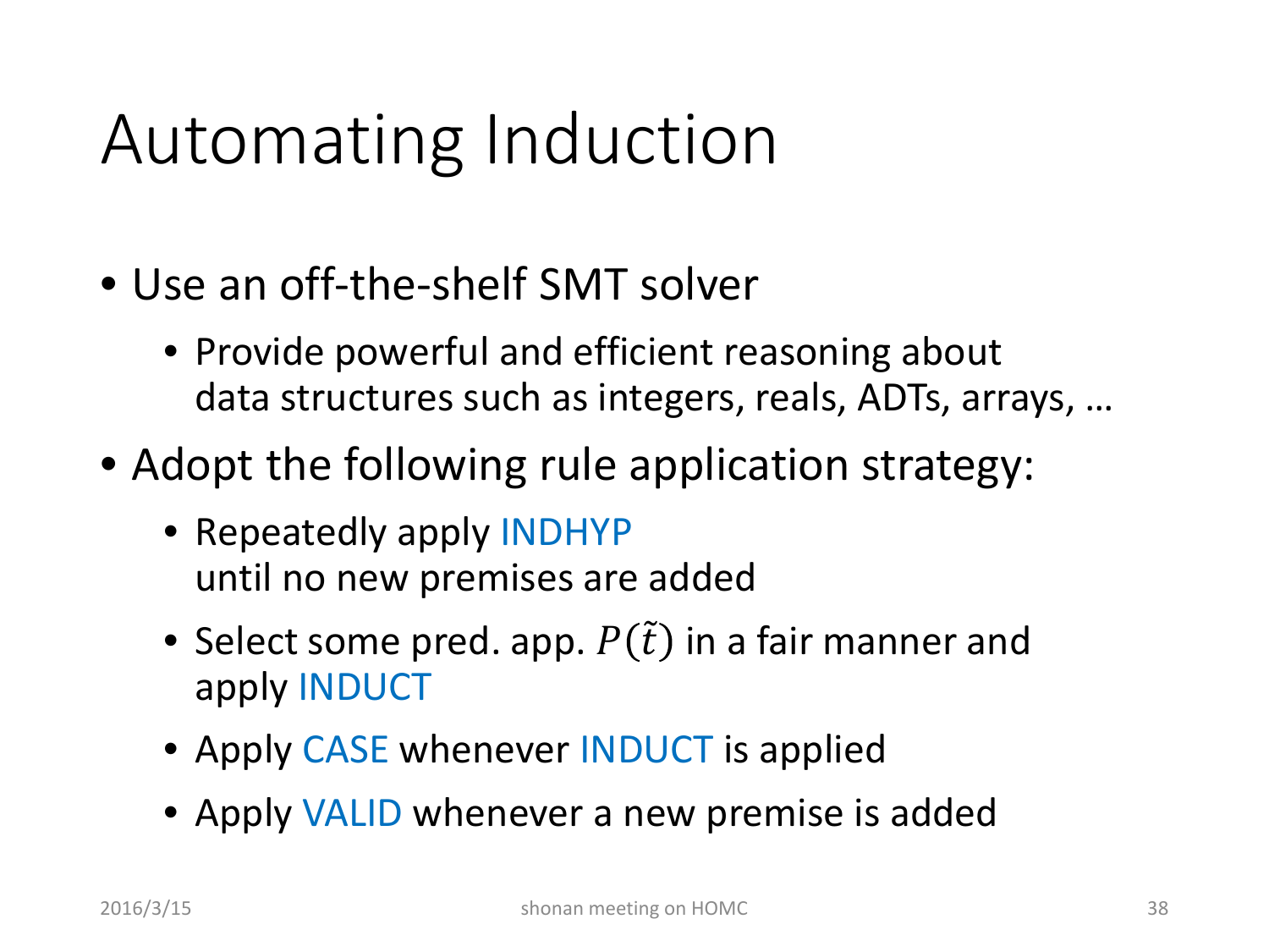# Automating Induction

- Use an off-the-shelf SMT solver
  - Provide powerful and efficient reasoning about data structures such as integers, reals, ADTs, arrays, …
- Adopt the following rule application strategy:
  - Repeatedly apply INDHYP until no new premises are added
  - Select some pred. app. $P(\tilde{t})$ in a fair manner and apply INDUCT
  - Apply CASE whenever INDUCT is applied
  - Apply VALID whenever a new premise is added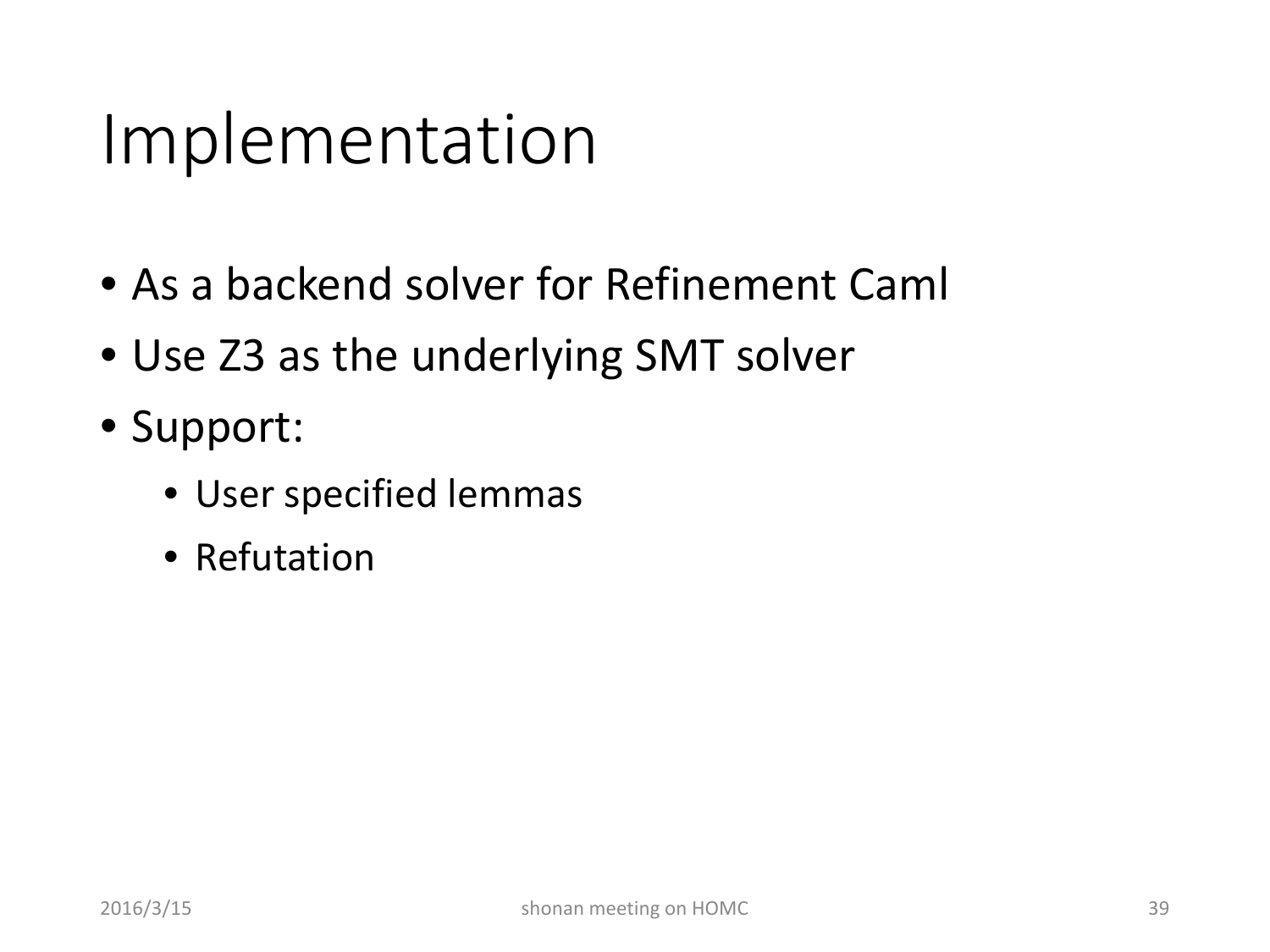# Implementation

- As a backend solver for Refinement Caml
- Use Z3 as the underlying SMT solver
- Support:
  - User specified lemmas
  - Refutation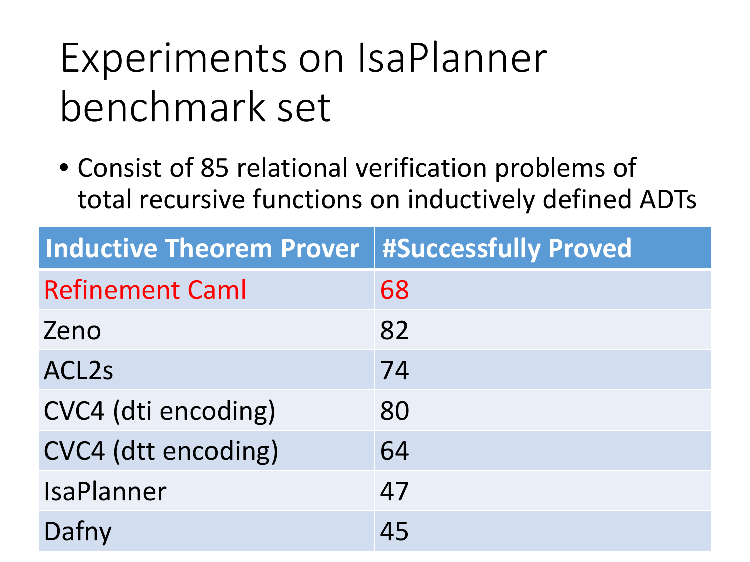# Experiments on IsaPlanner benchmark set

- Consist of 85 relational verification problems of total recursive functions on inductively defined ADTs

| Inductive Theorem Prover | #Successfully Proved |
| --- | --- |
| Refinement Caml | 68 |
| Zeno | 82 |
| ACL2s | 74 |
| CVC4 (dti encoding) | 80 |
| CVC4 (dtt encoding) | 64 |
| IsaPlanner | 47 |
| Dafny | 45 |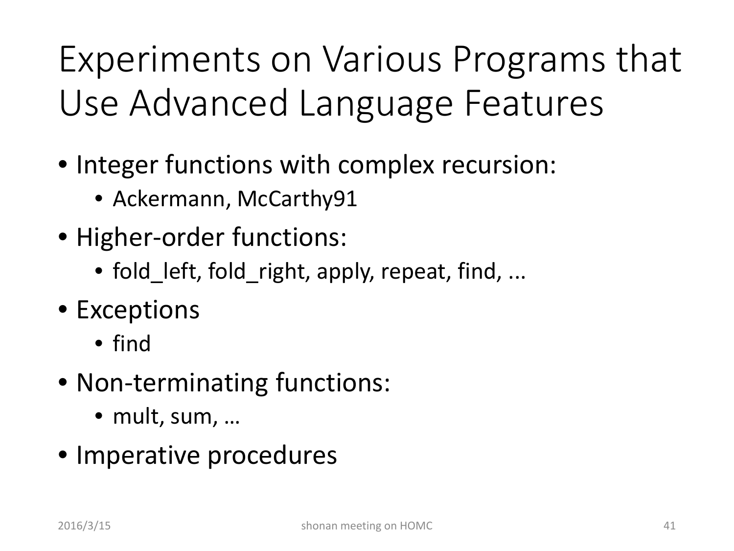# Experiments on Various Programs that Use Advanced Language Features

- Integer functions with complex recursion:
  - Ackermann, McCarthy91
- Higher-order functions:
  - fold_left, fold_right, apply, repeat, find, ...
- Exceptions
  - find
- Non-terminating functions:
  - mult, sum, …
- Imperative procedures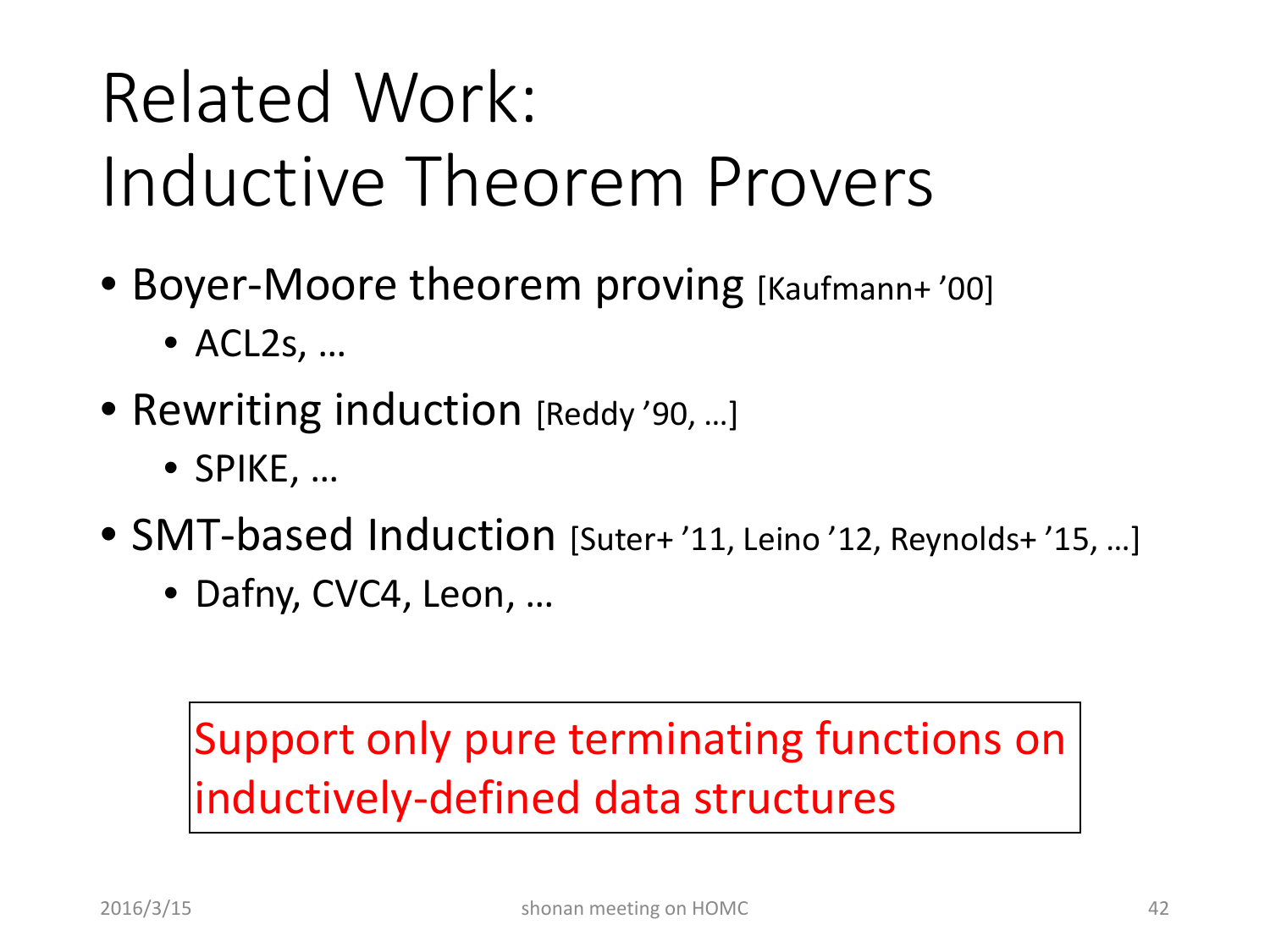# Related Work: Inductive Theorem Provers

- Boyer-Moore theorem proving [Kaufmann+ '00]
  - ACL2s, …
- Rewriting induction [Reddy '90, …]
  - SPIKE, …
- SMT-based Induction [Suter+ '11, Leino '12, Reynolds+ '15, …]
  - Dafny, CVC4, Leon, …

Support only pure terminating functions on inductively-defined data structures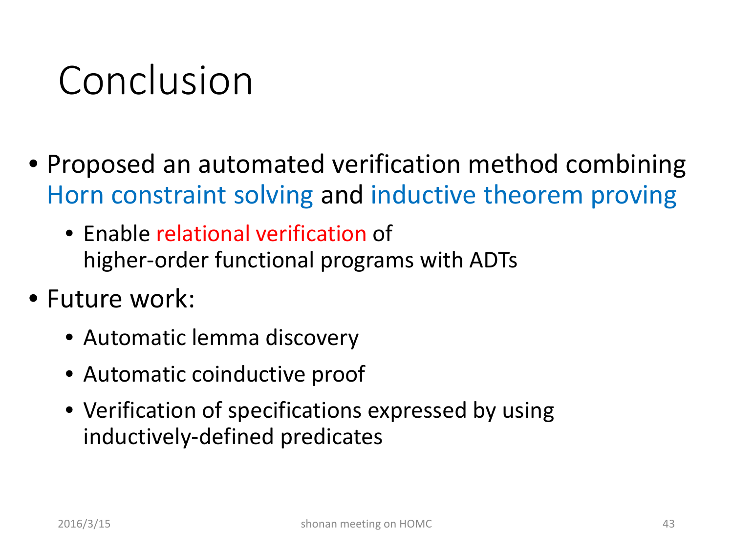# Conclusion

- Proposed an automated verification method combining Horn constraint solving and inductive theorem proving
  - Enable relational verification of higher-order functional programs with ADTs
- Future work:
  - Automatic lemma discovery
  - Automatic coinductive proof
  - Verification of specifications expressed by using inductively-defined predicates